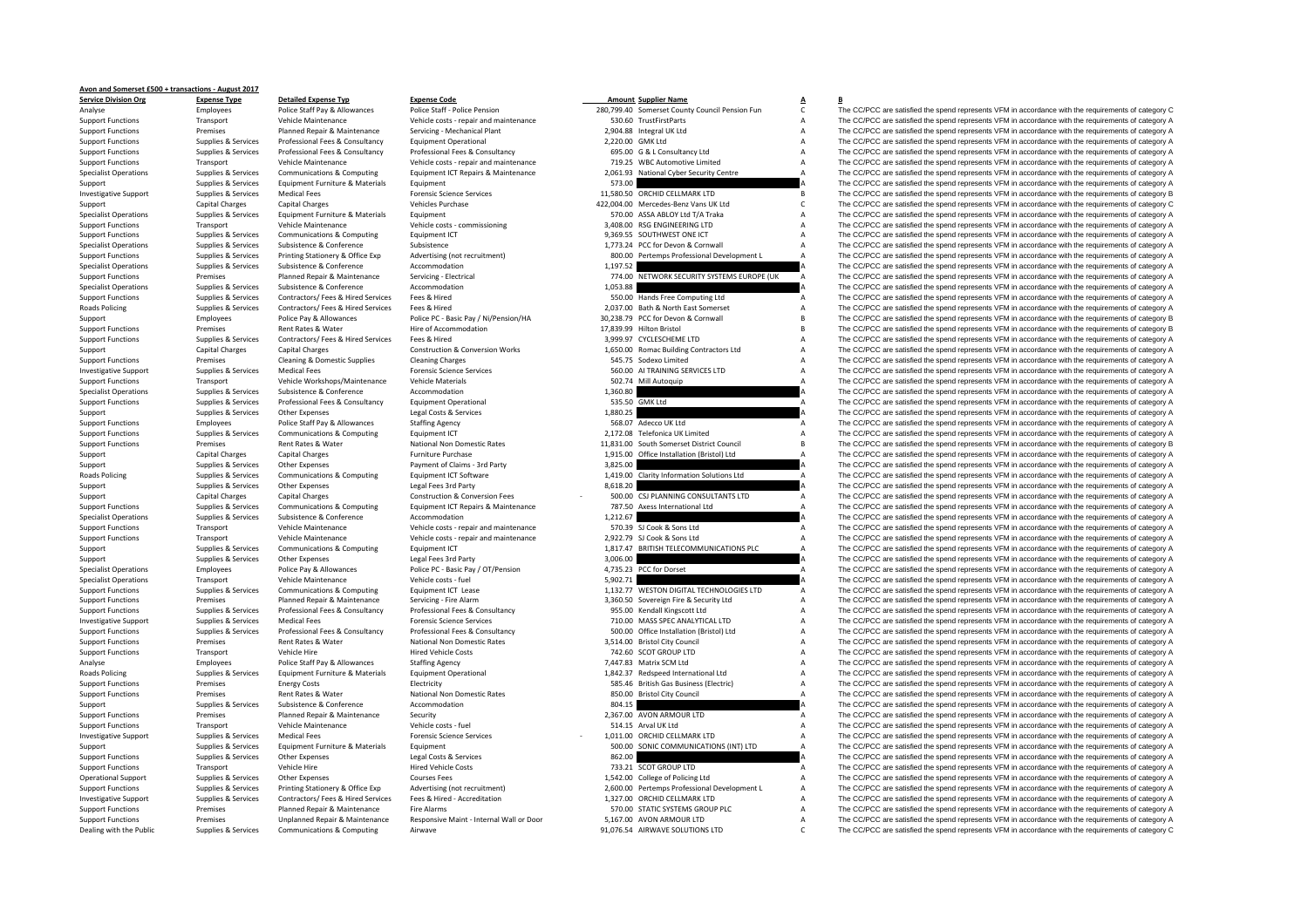**Avon and Somerset £500 + transactions - August 2017**

| Service Division Org | Expense Type | Detailed Expense Typ | Expense Code | Amount | Supplier Name | A | B |
|---|---|---|---|---|---|---|---|
| Analyse | Employees | Police Staff Pay & Allowances | Police Staff - Police Pension | 280,799.40 | Somerset County Council Pension Fun | C | The CC/PCC are satisfied the spend represents VFM in accordance with the requirements of category C |
| Support Functions | Transport | Vehicle Maintenance | Vehicle costs - repair and maintenance | 530.60 | TrustFirstParts | A | The CC/PCC are satisfied the spend represents VFM in accordance with the requirements of category A |
| Support Functions | Premises | Planned Repair & Maintenance | Servicing - Mechanical Plant | 2,904.88 | Integral UK Ltd | A | The CC/PCC are satisfied the spend represents VFM in accordance with the requirements of category A |
| Support Functions | Supplies & Services | Professional Fees & Consultancy | Equipment Operational | 2,220.00 | GMK Ltd | A | The CC/PCC are satisfied the spend represents VFM in accordance with the requirements of category A |
| Support Functions | Supplies & Services | Professional Fees & Consultancy | Professional Fees & Consultancy | 695.00 | G & L Consultancy Ltd | A | The CC/PCC are satisfied the spend represents VFM in accordance with the requirements of category A |
| Support Functions | Transport | Vehicle Maintenance | Vehicle costs - repair and maintenance | 719.25 | WBC Automotive Limited | A | The CC/PCC are satisfied the spend represents VFM in accordance with the requirements of category A |
| Specialist Operations | Supplies & Services | Communications & Computing | Equipment ICT Repairs & Maintenance | 2,061.93 | National Cyber Security Centre | A | The CC/PCC are satisfied the spend represents VFM in accordance with the requirements of category A |
| Support | Supplies & Services | Equipment Furniture & Materials | Equipment | 573.00 | | A | The CC/PCC are satisfied the spend represents VFM in accordance with the requirements of category A |
| Investigative Support | Supplies & Services | Medical Fees | Forensic Science Services | 11,580.50 | ORCHID CELLMARK LTD | B | The CC/PCC are satisfied the spend represents VFM in accordance with the requirements of category B |
| Support | Capital Charges | Capital Charges | Vehicles Purchase | 422,004.00 | Mercedes-Benz Vans UK Ltd | C | The CC/PCC are satisfied the spend represents VFM in accordance with the requirements of category C |
| Specialist Operations | Supplies & Services | Equipment Furniture & Materials | Equipment | 570.00 | ASSA ABLOY Ltd T/A Traka | A | The CC/PCC are satisfied the spend represents VFM in accordance with the requirements of category A |
| Support Functions | Transport | Vehicle Maintenance | Vehicle costs - commissioning | 3,408.00 | RSG ENGINEERING LTD | A | The CC/PCC are satisfied the spend represents VFM in accordance with the requirements of category A |
| Support Functions | Supplies & Services | Communications & Computing | Equipment ICT | 9,369.55 | SOUTHWEST ONE ICT | A | The CC/PCC are satisfied the spend represents VFM in accordance with the requirements of category A |
| Specialist Operations | Supplies & Services | Subsistence & Conference | Subsistence | 1,773.24 | PCC for Devon & Cornwall | A | The CC/PCC are satisfied the spend represents VFM in accordance with the requirements of category A |
| Support Functions | Supplies & Services | Printing Stationery & Office Exp | Advertising (not recruitment) | 800.00 | Pertemps Professional Development L | A | The CC/PCC are satisfied the spend represents VFM in accordance with the requirements of category A |
| Specialist Operations | Supplies & Services | Subsistence & Conference | Accommodation | 1,197.52 | | A | The CC/PCC are satisfied the spend represents VFM in accordance with the requirements of category A |
| Support Functions | Premises | Planned Repair & Maintenance | Servicing - Electrical | 774.00 | NETWORK SECURITY SYSTEMS EUROPE (UK | A | The CC/PCC are satisfied the spend represents VFM in accordance with the requirements of category A |
| Specialist Operations | Supplies & Services | Subsistence & Conference | Accommodation | 1,053.88 | | A | The CC/PCC are satisfied the spend represents VFM in accordance with the requirements of category A |
| Support Functions | Supplies & Services | Contractors/ Fees & Hired Services | Fees & Hired | 550.00 | Hands Free Computing Ltd | A | The CC/PCC are satisfied the spend represents VFM in accordance with the requirements of category A |
| Roads Policing | Supplies & Services | Contractors/ Fees & Hired Services | Fees & Hired | 2,037.00 | Bath & North East Somerset | A | The CC/PCC are satisfied the spend represents VFM in accordance with the requirements of category A |
| Support | Employees | Police Pay & Allowances | Police PC - Basic Pay / Ni/Pension/HA | 30,238.79 | PCC for Devon & Cornwall | B | The CC/PCC are satisfied the spend represents VFM in accordance with the requirements of category B |
| Support Functions | Premises | Rent Rates & Water | Hire of Accommodation | 17,839.99 | Hilton Bristol | B | The CC/PCC are satisfied the spend represents VFM in accordance with the requirements of category B |
| Support Functions | Supplies & Services | Contractors/ Fees & Hired Services | Fees & Hired | 3,999.97 | CYCLESCHEME LTD | A | The CC/PCC are satisfied the spend represents VFM in accordance with the requirements of category A |
| Support | Capital Charges | Capital Charges | Construction & Conversion Works | 1,650.00 | Romac Building Contractors Ltd | A | The CC/PCC are satisfied the spend represents VFM in accordance with the requirements of category A |
| Support Functions | Premises | Cleaning & Domestic Supplies | Cleaning Charges | 545.75 | Sodexo Limited | A | The CC/PCC are satisfied the spend represents VFM in accordance with the requirements of category A |
| Investigative Support | Supplies & Services | Medical Fees | Forensic Science Services | 560.00 | AI TRAINING SERVICES LTD | A | The CC/PCC are satisfied the spend represents VFM in accordance with the requirements of category A |
| Support Functions | Transport | Vehicle Workshops/Maintenance | Vehicle Materials | 502.74 | Mill Autoquip | A | The CC/PCC are satisfied the spend represents VFM in accordance with the requirements of category A |
| Specialist Operations | Supplies & Services | Subsistence & Conference | Accommodation | 1,360.80 | | A | The CC/PCC are satisfied the spend represents VFM in accordance with the requirements of category A |
| Support Functions | Supplies & Services | Professional Fees & Consultancy | Equipment Operational | 535.50 | GMK Ltd | A | The CC/PCC are satisfied the spend represents VFM in accordance with the requirements of category A |
| Support | Supplies & Services | Other Expenses | Legal Costs & Services | 1,880.25 | | A | The CC/PCC are satisfied the spend represents VFM in accordance with the requirements of category A |
| Support Functions | Employees | Police Staff Pay & Allowances | Staffing Agency | 568.07 | Adecco UK Ltd | A | The CC/PCC are satisfied the spend represents VFM in accordance with the requirements of category A |
| Support Functions | Supplies & Services | Communications & Computing | Equipment ICT | 2,172.08 | Telefonica UK Limited | A | The CC/PCC are satisfied the spend represents VFM in accordance with the requirements of category A |
| Support Functions | Premises | Rent Rates & Water | National Non Domestic Rates | 11,831.00 | South Somerset District Council | B | The CC/PCC are satisfied the spend represents VFM in accordance with the requirements of category B |
| Support | Capital Charges | Capital Charges | Furniture Purchase | 1,915.00 | Office Installation (Bristol) Ltd | A | The CC/PCC are satisfied the spend represents VFM in accordance with the requirements of category A |
| Support | Supplies & Services | Other Expenses | Payment of Claims - 3rd Party | 3,825.00 | | A | The CC/PCC are satisfied the spend represents VFM in accordance with the requirements of category A |
| Roads Policing | Supplies & Services | Communications & Computing | Equipment ICT Software | 1,419.00 | Clarity Information Solutions Ltd | A | The CC/PCC are satisfied the spend represents VFM in accordance with the requirements of category A |
| Support | Supplies & Services | Other Expenses | Legal Fees 3rd Party | 8,618.20 | | A | The CC/PCC are satisfied the spend represents VFM in accordance with the requirements of category A |
| Support | Capital Charges | Capital Charges | Construction & Conversion Fees | -500.00 | CSJ PLANNING CONSULTANTS LTD | A | The CC/PCC are satisfied the spend represents VFM in accordance with the requirements of category A |
| Support Functions | Supplies & Services | Communications & Computing | Equipment ICT Repairs & Maintenance | 787.50 | Axess International Ltd | A | The CC/PCC are satisfied the spend represents VFM in accordance with the requirements of category A |
| Specialist Operations | Supplies & Services | Subsistence & Conference | Accommodation | 1,212.67 | | A | The CC/PCC are satisfied the spend represents VFM in accordance with the requirements of category A |
| Support Functions | Transport | Vehicle Maintenance | Vehicle costs - repair and maintenance | 570.39 | SJ Cook & Sons Ltd | A | The CC/PCC are satisfied the spend represents VFM in accordance with the requirements of category A |
| Support Functions | Transport | Vehicle Maintenance | Vehicle costs - repair and maintenance | 2,922.79 | SJ Cook & Sons Ltd | A | The CC/PCC are satisfied the spend represents VFM in accordance with the requirements of category A |
| Support | Supplies & Services | Communications & Computing | Equipment ICT | 1,817.47 | BRITISH TELECOMMUNICATIONS PLC | A | The CC/PCC are satisfied the spend represents VFM in accordance with the requirements of category A |
| Support | Supplies & Services | Other Expenses | Legal Fees 3rd Party | 3,006.00 | | A | The CC/PCC are satisfied the spend represents VFM in accordance with the requirements of category A |
| Specialist Operations | Employees | Police Pay & Allowances | Police PC - Basic Pay / OT/Pension | 4,735.23 | PCC for Dorset | A | The CC/PCC are satisfied the spend represents VFM in accordance with the requirements of category A |
| Specialist Operations | Transport | Vehicle Maintenance | Vehicle costs - fuel | 5,902.71 | | A | The CC/PCC are satisfied the spend represents VFM in accordance with the requirements of category A |
| Support Functions | Supplies & Services | Communications & Computing | Equipment ICT Lease | 1,132.77 | WESTON DIGITAL TECHNOLOGIES LTD | A | The CC/PCC are satisfied the spend represents VFM in accordance with the requirements of category A |
| Support Functions | Premises | Planned Repair & Maintenance | Servicing - Fire Alarm | 3,360.50 | Sovereign Fire & Security Ltd | A | The CC/PCC are satisfied the spend represents VFM in accordance with the requirements of category A |
| Support Functions | Supplies & Services | Professional Fees & Consultancy | Professional Fees & Consultancy | 955.00 | Kendall Kingscott Ltd | A | The CC/PCC are satisfied the spend represents VFM in accordance with the requirements of category A |
| Investigative Support | Supplies & Services | Medical Fees | Forensic Science Services | 710.00 | MASS SPEC ANALYTICAL LTD | A | The CC/PCC are satisfied the spend represents VFM in accordance with the requirements of category A |
| Support Functions | Supplies & Services | Professional Fees & Consultancy | Professional Fees & Consultancy | 500.00 | Office Installation (Bristol) Ltd | A | The CC/PCC are satisfied the spend represents VFM in accordance with the requirements of category A |
| Support Functions | Premises | Rent Rates & Water | National Non Domestic Rates | 3,514.00 | Bristol City Council | A | The CC/PCC are satisfied the spend represents VFM in accordance with the requirements of category A |
| Support Functions | Transport | Vehicle Hire | Hired Vehicle Costs | 742.60 | SCOT GROUP LTD | A | The CC/PCC are satisfied the spend represents VFM in accordance with the requirements of category A |
| Analyse | Employees | Police Staff Pay & Allowances | Staffing Agency | 7,447.83 | Matrix SCM Ltd | A | The CC/PCC are satisfied the spend represents VFM in accordance with the requirements of category A |
| Roads Policing | Supplies & Services | Equipment Furniture & Materials | Equipment Operational | 1,842.37 | Redspeed International Ltd | A | The CC/PCC are satisfied the spend represents VFM in accordance with the requirements of category A |
| Support Functions | Premises | Energy Costs | Electricity | 585.46 | British Gas Business (Electric) | A | The CC/PCC are satisfied the spend represents VFM in accordance with the requirements of category A |
| Support Functions | Premises | Rent Rates & Water | National Non Domestic Rates | 850.00 | Bristol City Council | A | The CC/PCC are satisfied the spend represents VFM in accordance with the requirements of category A |
| Support | Supplies & Services | Subsistence & Conference | Accommodation | 804.15 | | A | The CC/PCC are satisfied the spend represents VFM in accordance with the requirements of category A |
| Support Functions | Premises | Planned Repair & Maintenance | Security | 2,367.00 | AVON ARMOUR LTD | A | The CC/PCC are satisfied the spend represents VFM in accordance with the requirements of category A |
| Support Functions | Transport | Vehicle Maintenance | Vehicle costs - fuel | 514.15 | Arval UK Ltd | A | The CC/PCC are satisfied the spend represents VFM in accordance with the requirements of category A |
| Investigative Support | Supplies & Services | Medical Fees | Forensic Science Services | -1,011.00 | ORCHID CELLMARK LTD | A | The CC/PCC are satisfied the spend represents VFM in accordance with the requirements of category A |
| Support | Supplies & Services | Equipment Furniture & Materials | Equipment | 500.00 | SONIC COMMUNICATIONS (INT) LTD | A | The CC/PCC are satisfied the spend represents VFM in accordance with the requirements of category A |
| Support Functions | Supplies & Services | Other Expenses | Legal Costs & Services | 862.00 | | A | The CC/PCC are satisfied the spend represents VFM in accordance with the requirements of category A |
| Support Functions | Transport | Vehicle Hire | Hired Vehicle Costs | 733.21 | SCOT GROUP LTD | A | The CC/PCC are satisfied the spend represents VFM in accordance with the requirements of category A |
| Operational Support | Supplies & Services | Other Expenses | Courses Fees | 1,542.00 | College of Policing Ltd | A | The CC/PCC are satisfied the spend represents VFM in accordance with the requirements of category A |
| Support Functions | Supplies & Services | Printing Stationery & Office Exp | Advertising (not recruitment) | 2,600.00 | Pertemps Professional Development L | A | The CC/PCC are satisfied the spend represents VFM in accordance with the requirements of category A |
| Investigative Support | Supplies & Services | Contractors/ Fees & Hired Services | Fees & Hired - Accreditation | 1,327.00 | ORCHID CELLMARK LTD | A | The CC/PCC are satisfied the spend represents VFM in accordance with the requirements of category A |
| Support Functions | Premises | Planned Repair & Maintenance | Fire Alarms | 570.00 | STATIC SYSTEMS GROUP PLC | A | The CC/PCC are satisfied the spend represents VFM in accordance with the requirements of category A |
| Support Functions | Premises | Unplanned Repair & Maintenance | Responsive Maint - Internal Wall or Door | 5,167.00 | AVON ARMOUR LTD | A | The CC/PCC are satisfied the spend represents VFM in accordance with the requirements of category A |
| Dealing with the Public | Supplies & Services | Communications & Computing | Airwave | 91,076.54 | AIRWAVE SOLUTIONS LTD | C | The CC/PCC are satisfied the spend represents VFM in accordance with the requirements of category C |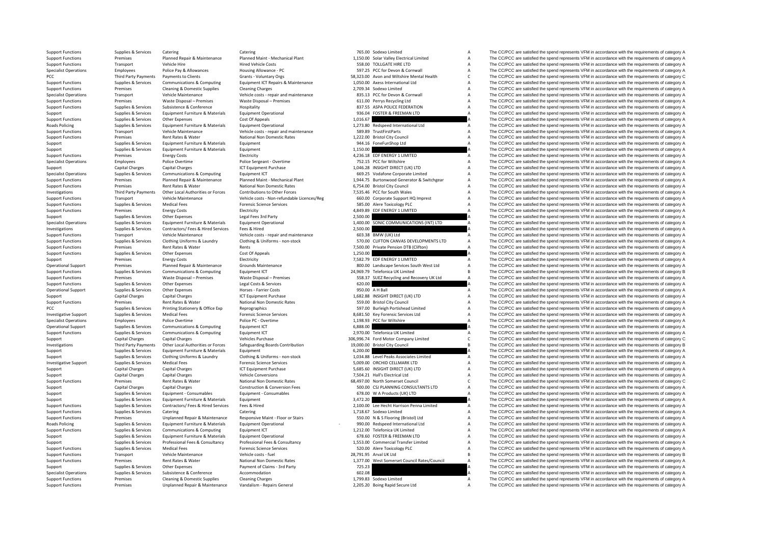| | | | | | | | |
|---|---|---|---|---|---|---|---|
| Support Functions | Supplies & Services | Catering | Catering | 765.00 | Sodexo Limited | A | The CC/PCC are satisfied the spend represents VFM in accordance with the requirements of category A |
| Support Functions | Premises | Planned Repair & Maintenance | Planned Maint - Mechanical Plant | 1,150.00 | Solar Valley Electrical Limited | A | The CC/PCC are satisfied the spend represents VFM in accordance with the requirements of category A |
| Support Functions | Transport | Vehicle Hire | Hired Vehicle Costs | 558.00 | TOLLGATE HIRE LTD | A | The CC/PCC are satisfied the spend represents VFM in accordance with the requirements of category A |
| Specialist Operations | Employees | Police Pay & Allowances | Housing Allowance - PC | 597.25 | PCC for Devon & Cornwall | A | The CC/PCC are satisfied the spend represents VFM in accordance with the requirements of category A |
| PCC | Third Party Payments | Payments to Clients | Grants - Voluntary Orgs | 58,323.00 | Avon and Wiltshire Mental Health | C | The CC/PCC are satisfied the spend represents VFM in accordance with the requirements of category C |
| Support Functions | Supplies & Services | Communications & Computing | Equipment ICT Repairs & Maintenance | 1,050.00 | Axess International Ltd | A | The CC/PCC are satisfied the spend represents VFM in accordance with the requirements of category A |
| Support Functions | Premises | Cleaning & Domestic Supplies | Cleaning Charges | 2,709.34 | Sodexo Limited | A | The CC/PCC are satisfied the spend represents VFM in accordance with the requirements of category A |
| Specialist Operations | Transport | Vehicle Maintenance | Vehicle costs - repair and maintenance | 835.13 | PCC for Devon & Cornwall | A | The CC/PCC are satisfied the spend represents VFM in accordance with the requirements of category A |
| Support Functions | Premises | Waste Disposal – Premises | Waste Disposal – Premises | 611.00 | Perrys Recycling Ltd | A | The CC/PCC are satisfied the spend represents VFM in accordance with the requirements of category A |
| Support Functions | Supplies & Services | Subsistence & Conference | Hospitality | 837.55 | ASPA POLICE FEDERATION | A | The CC/PCC are satisfied the spend represents VFM in accordance with the requirements of category A |
| Support | Supplies & Services | Equipment Furniture & Materials | Equipment Operational | 936.04 | FOSTER & FREEMAN LTD | A | The CC/PCC are satisfied the spend represents VFM in accordance with the requirements of category A |
| Support Functions | Supplies & Services | Other Expenses | Cost Of Appeals | 1,016.67 | | A | The CC/PCC are satisfied the spend represents VFM in accordance with the requirements of category A |
| Roads Policing | Supplies & Services | Equipment Furniture & Materials | Equipment Operational | 1,273.80 | Redspeed International Ltd | A | The CC/PCC are satisfied the spend represents VFM in accordance with the requirements of category A |
| Support Functions | Transport | Vehicle Maintenance | Vehicle costs - repair and maintenance | 589.89 | TrustFirstParts | A | The CC/PCC are satisfied the spend represents VFM in accordance with the requirements of category A |
| Support Functions | Premises | Rent Rates & Water | National Non Domestic Rates | 1,222.00 | Bristol City Council | A | The CC/PCC are satisfied the spend represents VFM in accordance with the requirements of category A |
| Support | Supplies & Services | Equipment Furniture & Materials | Equipment | 944.16 | FoneFunShop Ltd | A | The CC/PCC are satisfied the spend represents VFM in accordance with the requirements of category A |
| Support | Supplies & Services | Equipment Furniture & Materials | Equipment | 1,150.00 | | A | The CC/PCC are satisfied the spend represents VFM in accordance with the requirements of category A |
| Support Functions | Premises | Energy Costs | Electricity | 4,236.18 | EDF ENERGY 1 LIMITED | A | The CC/PCC are satisfied the spend represents VFM in accordance with the requirements of category A |
| Specialist Operations | Employees | Police Overtime | Police Sergeant - Overtime | 752.15 | PCC for Wiltshire | A | The CC/PCC are satisfied the spend represents VFM in accordance with the requirements of category A |
| Support | Capital Charges | Capital Charges | ICT Equipment Purchase | 1,046.28 | INSIGHT DIRECT (UK) LTD | A | The CC/PCC are satisfied the spend represents VFM in accordance with the requirements of category A |
| Specialist Operations | Supplies & Services | Communications & Computing | Equipment ICT | 669.25 | Vodafone Corporate Limited | A | The CC/PCC are satisfied the spend represents VFM in accordance with the requirements of category A |
| Support Functions | Premises | Planned Repair & Maintenance | Planned Maint - Mechanical Plant | 1,944.75 | Burtonwood Generator & Switchgear | A | The CC/PCC are satisfied the spend represents VFM in accordance with the requirements of category A |
| Support Functions | Premises | Rent Rates & Water | National Non Domestic Rates | 6,754.00 | Bristol City Council | A | The CC/PCC are satisfied the spend represents VFM in accordance with the requirements of category A |
| Investigations | Third Party Payments | Other Local Authorities or Forces | Contributions to Other Forces | 7,535.46 | PCC for South Wales | A | The CC/PCC are satisfied the spend represents VFM in accordance with the requirements of category A |
| Support Functions | Transport | Vehicle Maintenance | Vehicle costs - Non-refundable Licences/Reg | 660.00 | Corporate Support HQ Imprest | A | The CC/PCC are satisfied the spend represents VFM in accordance with the requirements of category A |
| Support Functions | Supplies & Services | Medical Fees | Forensic Science Services | 585.00 | Alere Toxicology PLC | A | The CC/PCC are satisfied the spend represents VFM in accordance with the requirements of category A |
| Support Functions | Premises | Energy Costs | Electricity | 4,849.89 | EDF ENERGY 1 LIMITED | A | The CC/PCC are satisfied the spend represents VFM in accordance with the requirements of category A |
| Support | Supplies & Services | Other Expenses | Legal Fees 3rd Party | 2,500.00 | | A | The CC/PCC are satisfied the spend represents VFM in accordance with the requirements of category A |
| Specialist Operations | Supplies & Services | Equipment Furniture & Materials | Equipment Operational | 1,400.00 | SONIC COMMUNICATIONS (INT) LTD | A | The CC/PCC are satisfied the spend represents VFM in accordance with the requirements of category A |
| Investigations | Supplies & Services | Contractors/ Fees & Hired Services | Fees & Hired | 2,500.00 | | A | The CC/PCC are satisfied the spend represents VFM in accordance with the requirements of category A |
| Support Functions | Transport | Vehicle Maintenance | Vehicle costs - repair and maintenance | 603.38 | BMW (UK) Ltd | A | The CC/PCC are satisfied the spend represents VFM in accordance with the requirements of category A |
| Support Functions | Supplies & Services | Clothing Uniforms & Laundry | Clothing & Uniforms - non-stock | 570.00 | CLIFTON CANVAS DEVELOPMENTS LTD | A | The CC/PCC are satisfied the spend represents VFM in accordance with the requirements of category A |
| Support Functions | Premises | Rent Rates & Water | Rents | 7,500.00 | Private Pension DTB (Clifton) | A | The CC/PCC are satisfied the spend represents VFM in accordance with the requirements of category A |
| Support Functions | Supplies & Services | Other Expenses | Cost Of Appeals | 1,250.00 | | A | The CC/PCC are satisfied the spend represents VFM in accordance with the requirements of category A |
| Support | Premises | Energy Costs | Electricity | 7,582.79 | EDF ENERGY 1 LIMITED | A | The CC/PCC are satisfied the spend represents VFM in accordance with the requirements of category A |
| Operational Support | Premises | Planned Repair & Maintenance | Grounds Maintenance | 800.00 | Landscape Services South West Ltd | A | The CC/PCC are satisfied the spend represents VFM in accordance with the requirements of category A |
| Support Functions | Supplies & Services | Communications & Computing | Equipment ICT | 24,969.79 | Telefonica UK Limited | B | The CC/PCC are satisfied the spend represents VFM in accordance with the requirements of category B |
| Support Functions | Premises | Waste Disposal – Premises | Waste Disposal – Premises | 558.37 | SUEZ Recycling and Recovery UK Ltd | A | The CC/PCC are satisfied the spend represents VFM in accordance with the requirements of category A |
| Support Functions | Supplies & Services | Other Expenses | Legal Costs & Services | 620.00 | | A | The CC/PCC are satisfied the spend represents VFM in accordance with the requirements of category A |
| Operational Support | Supplies & Services | Other Expenses | Horses - Farrier Costs | 950.00 | A H Ball | A | The CC/PCC are satisfied the spend represents VFM in accordance with the requirements of category A |
| Support | Capital Charges | Capital Charges | ICT Equipment Purchase | 1,682.88 | INSIGHT DIRECT (UK) LTD | A | The CC/PCC are satisfied the spend represents VFM in accordance with the requirements of category A |
| Support Functions | Premises | Rent Rates & Water | National Non Domestic Rates | 559.00 | Bristol City Council | A | The CC/PCC are satisfied the spend represents VFM in accordance with the requirements of category A |
| PCC | Supplies & Services | Printing Stationery & Office Exp | Reprographics | 597.00 | Burleigh Portishead Limited | A | The CC/PCC are satisfied the spend represents VFM in accordance with the requirements of category A |
| Investigative Support | Supplies & Services | Medical Fees | Forensic Science Services | 8,681.50 | Key Forensic Services Ltd | A | The CC/PCC are satisfied the spend represents VFM in accordance with the requirements of category A |
| Specialist Operations | Employees | Police Overtime | Police PC - Overtime | 1,198.93 | PCC for Wiltshire | A | The CC/PCC are satisfied the spend represents VFM in accordance with the requirements of category A |
| Operational Support | Supplies & Services | Communications & Computing | Equipment ICT | 6,888.00 | | A | The CC/PCC are satisfied the spend represents VFM in accordance with the requirements of category A |
| Support Functions | Supplies & Services | Communications & Computing | Equipment ICT | 2,970.00 | Telefonica UK Limited | A | The CC/PCC are satisfied the spend represents VFM in accordance with the requirements of category A |
| Support | Capital Charges | Capital Charges | Vehicles Purchase | 306,996.74 | Ford Motor Company Limited | C | The CC/PCC are satisfied the spend represents VFM in accordance with the requirements of category C |
| Investigations | Third Party Payments | Other Local Authorities or Forces | Safeguarding Boards Contribution | 19,000.00 | Bristol City Council | B | The CC/PCC are satisfied the spend represents VFM in accordance with the requirements of category B |
| Support | Supplies & Services | Equipment Furniture & Materials | Equipment | 6,200.00 | | A | The CC/PCC are satisfied the spend represents VFM in accordance with the requirements of category A |
| Support | Supplies & Services | Clothing Uniforms & Laundry | Clothing & Uniforms - non-stock | 1,034.88 | Level Peaks Associates Limited | A | The CC/PCC are satisfied the spend represents VFM in accordance with the requirements of category A |
| Investigative Support | Supplies & Services | Medical Fees | Forensic Science Services | 5,009.00 | ORCHID CELLMARK LTD | A | The CC/PCC are satisfied the spend represents VFM in accordance with the requirements of category A |
| Support | Capital Charges | Capital Charges | ICT Equipment Purchase | 5,685.60 | INSIGHT DIRECT (UK) LTD | A | The CC/PCC are satisfied the spend represents VFM in accordance with the requirements of category A |
| Support | Capital Charges | Capital Charges | Vehicle Conversions | 7,504.21 | Hall's Electrical Ltd | A | The CC/PCC are satisfied the spend represents VFM in accordance with the requirements of category A |
| Support Functions | Premises | Rent Rates & Water | National Non Domestic Rates | 68,497.00 | North Somerset Council | C | The CC/PCC are satisfied the spend represents VFM in accordance with the requirements of category C |
| Support | Capital Charges | Capital Charges | Construction & Conversion Fees | 500.00 | CSJ PLANNING CONSULTANTS LTD | A | The CC/PCC are satisfied the spend represents VFM in accordance with the requirements of category A |
| Support | Supplies & Services | Equipment - Consumables | Equipment - Consumables | 678.00 | W A Products (UK) LTD | A | The CC/PCC are satisfied the spend represents VFM in accordance with the requirements of category A |
| Support | Supplies & Services | Equipment Furniture & Materials | Equipment | 3,472.20 | | A | The CC/PCC are satisfied the spend represents VFM in accordance with the requirements of category A |
| Support Functions | Supplies & Services | Contractors/ Fees & Hired Services | Fees & Hired | 2,100.00 | Lee Hecht Harrison Penna Limited | A | The CC/PCC are satisfied the spend represents VFM in accordance with the requirements of category A |
| Support Functions | Supplies & Services | Catering | Catering | 1,718.67 | Sodexo Limited | A | The CC/PCC are satisfied the spend represents VFM in accordance with the requirements of category A |
| Support Functions | Premises | Unplanned Repair & Maintenance | Responsive Maint - Floor or Stairs | 550.00 | N & S Flooring (Bristol) Ltd | A | The CC/PCC are satisfied the spend represents VFM in accordance with the requirements of category A |
| Roads Policing | Supplies & Services | Equipment Furniture & Materials | Equipment Operational | - 990.00 | Redspeed International Ltd | A | The CC/PCC are satisfied the spend represents VFM in accordance with the requirements of category A |
| Support Functions | Supplies & Services | Communications & Computing | Equipment ICT | 1,212.00 | Telefonica UK Limited | A | The CC/PCC are satisfied the spend represents VFM in accordance with the requirements of category A |
| Support | Supplies & Services | Equipment Furniture & Materials | Equipment Operational | 678.60 | FOSTER & FREEMAN LTD | A | The CC/PCC are satisfied the spend represents VFM in accordance with the requirements of category A |
| Support | Supplies & Services | Professional Fees & Consultancy | Professional Fees & Consultancy | 1,553.00 | Commercial Transfer Limited | A | The CC/PCC are satisfied the spend represents VFM in accordance with the requirements of category A |
| Support Functions | Supplies & Services | Medical Fees | Forensic Science Services | 520.00 | Alere Toxicology PLC | A | The CC/PCC are satisfied the spend represents VFM in accordance with the requirements of category A |
| Support Functions | Transport | Vehicle Maintenance | Vehicle costs - fuel | 28,791.95 | Arval UK Ltd | B | The CC/PCC are satisfied the spend represents VFM in accordance with the requirements of category B |
| Support Functions | Premises | Rent Rates & Water | National Non Domestic Rates | 1,377.00 | West Somerset Council Rates/Council | A | The CC/PCC are satisfied the spend represents VFM in accordance with the requirements of category A |
| Support | Supplies & Services | Other Expenses | Payment of Claims - 3rd Party | 725.23 | | A | The CC/PCC are satisfied the spend represents VFM in accordance with the requirements of category A |
| Specialist Operations | Supplies & Services | Subsistence & Conference | Accommodation | 602.08 | | A | The CC/PCC are satisfied the spend represents VFM in accordance with the requirements of category A |
| Support Functions | Premises | Cleaning & Domestic Supplies | Cleaning Charges | 1,799.83 | Sodexo Limited | A | The CC/PCC are satisfied the spend represents VFM in accordance with the requirements of category A |
| Support Functions | Premises | Unplanned Repair & Maintenance | Vandalism - Repairs General | 2,205.20 | Boing Rapid Secure Ltd | A | The CC/PCC are satisfied the spend represents VFM in accordance with the requirements of category A |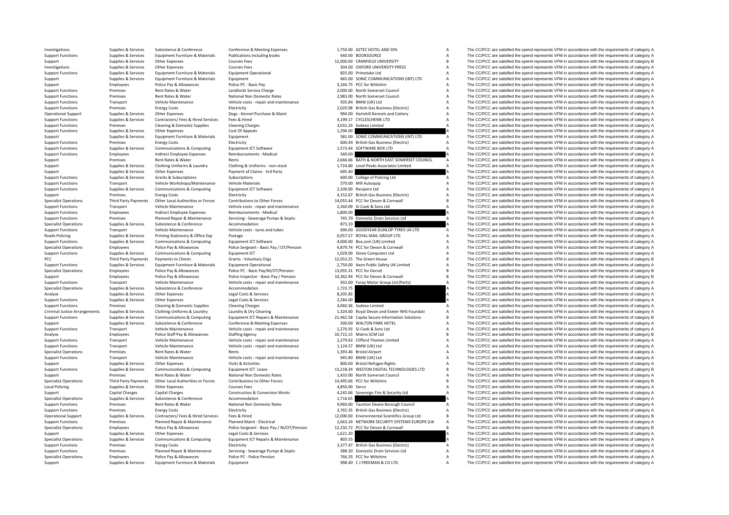| | | | | | | | |
|---|---|---|---|---|---|---|---|
| Investigations | Supplies & Services | Subsistence & Conference | Conference & Meeting Expenses | 1,750.00 | AZTEC HOTEL AND SPA | A | The CC/PCC are satisfied the spend represents VFM in accordance with the requirements of category A |
| Support Functions | Supplies & Services | Equipment Furniture & Materials | Publications including books | 640.00 | BOOKSOURCE | A | The CC/PCC are satisfied the spend represents VFM in accordance with the requirements of category A |
| Support | Supplies & Services | Other Expenses | Courses Fees | 12,000.00 | CRANFIELD UNIVERSITY | B | The CC/PCC are satisfied the spend represents VFM in accordance with the requirements of category B |
| Investigations | Supplies & Services | Other Expenses | Courses Fees | 504.00 | OXFORD UNIVERSITY PRESS | A | The CC/PCC are satisfied the spend represents VFM in accordance with the requirements of category A |
| Support Functions | Supplies & Services | Equipment Furniture & Materials | Equipment Operational | 825.00 | Primetake Ltd | A | The CC/PCC are satisfied the spend represents VFM in accordance with the requirements of category A |
| Support | Supplies & Services | Equipment Furniture & Materials | Equipment | 665.00 | SONIC COMMUNICATIONS (INT) LTD | A | The CC/PCC are satisfied the spend represents VFM in accordance with the requirements of category A |
| Support | Employees | Police Pay & Allowances | Police PC - Basic Pay | 3,166.75 | PCC for Wiltshire | A | The CC/PCC are satisfied the spend represents VFM in accordance with the requirements of category A |
| Support Functions | Premises | Rent Rates & Water | Landlords Service Charge | 2,000.00 | North Somerset Council | A | The CC/PCC are satisfied the spend represents VFM in accordance with the requirements of category A |
| Support Functions | Premises | Rent Rates & Water | National Non Domestic Rates | 2,983.00 | North Somerset Council | A | The CC/PCC are satisfied the spend represents VFM in accordance with the requirements of category A |
| Support Functions | Transport | Vehicle Maintenance | Vehicle costs - repair and maintenance | 935.84 | BMW (UK) Ltd | A | The CC/PCC are satisfied the spend represents VFM in accordance with the requirements of category A |
| Support Functions | Premises | Energy Costs | Electricity | 2,020.98 | British Gas Business (Electric) | A | The CC/PCC are satisfied the spend represents VFM in accordance with the requirements of category A |
| Operational Support | Supplies & Services | Other Expenses | Dogs - Kennel Purchase & Maint | 994.00 | Hartshill Kennels and Cattery | A | The CC/PCC are satisfied the spend represents VFM in accordance with the requirements of category A |
| Support Functions | Supplies & Services | Contractors/ Fees & Hired Services | Fees & Hired | 4,199.17 | CYCLESCHEME LTD | A | The CC/PCC are satisfied the spend represents VFM in accordance with the requirements of category A |
| Support Functions | Premises | Cleaning & Domestic Supplies | Cleaning Charges | 3,031.24 | Sodexo Limited | A | The CC/PCC are satisfied the spend represents VFM in accordance with the requirements of category A |
| Support Functions | Supplies & Services | Other Expenses | Cost Of Appeals | 1,296.00 | | A | The CC/PCC are satisfied the spend represents VFM in accordance with the requirements of category A |
| Support | Supplies & Services | Equipment Furniture & Materials | Equipment | 581.00 | SONIC COMMUNICATIONS (INT) LTD | A | The CC/PCC are satisfied the spend represents VFM in accordance with the requirements of category A |
| Support Functions | Premises | Energy Costs | Electricity | 600.44 | British Gas Business (Electric) | A | The CC/PCC are satisfied the spend represents VFM in accordance with the requirements of category A |
| Support Functions | Supplies & Services | Communications & Computing | Equipment ICT Software | 1,573.44 | SOFTWARE BOX LTD | A | The CC/PCC are satisfied the spend represents VFM in accordance with the requirements of category A |
| Support Functions | Employees | Indirect Employee Expenses | Reimbursements - Medical | 540.00 | | A | The CC/PCC are satisfied the spend represents VFM in accordance with the requirements of category A |
| Support | Premises | Rent Rates & Water | Rents | 2,666.66 | BATH & NORTH EAST SOMERSET COUNCIL | A | The CC/PCC are satisfied the spend represents VFM in accordance with the requirements of category A |
| Support | Supplies & Services | Clothing Uniforms & Laundry | Clothing & Uniforms - non-stock | 1,724.80 | Level Peaks Associates Limited | A | The CC/PCC are satisfied the spend represents VFM in accordance with the requirements of category A |
| Support | Supplies & Services | Other Expenses | Payment of Claims - 3rd Party | 695.40 | | A | The CC/PCC are satisfied the spend represents VFM in accordance with the requirements of category A |
| Support Functions | Supplies & Services | Grants & Subscriptions | Subscriptions | 600.00 | College of Policing Ltd | A | The CC/PCC are satisfied the spend represents VFM in accordance with the requirements of category A |
| Support Functions | Transport | Vehicle Workshops/Maintenance | Vehicle Materials | 570.00 | Mill Autoquip | A | The CC/PCC are satisfied the spend represents VFM in accordance with the requirements of category A |
| Support Functions | Supplies & Services | Communications & Computing | Equipment ICT Software | 2,100.00 | Recipero Ltd | A | The CC/PCC are satisfied the spend represents VFM in accordance with the requirements of category A |
| Support | Premises | Energy Costs | Electricity | 4,152.67 | British Gas Business (Electric) | A | The CC/PCC are satisfied the spend represents VFM in accordance with the requirements of category A |
| Specialist Operations | Third Party Payments | Other Local Authorities or Forces | Contributions to Other Forces | 14,055.44 | PCC for Devon & Cornwall | B | The CC/PCC are satisfied the spend represents VFM in accordance with the requirements of category B |
| Support Functions | Transport | Vehicle Maintenance | Vehicle costs - repair and maintenance | 2,260.09 | SJ Cook & Sons Ltd | A | The CC/PCC are satisfied the spend represents VFM in accordance with the requirements of category A |
| Support Functions | Employees | Indirect Employee Expenses | Reimbursements - Medical | 1,800.00 | | A | The CC/PCC are satisfied the spend represents VFM in accordance with the requirements of category A |
| Support Functions | Premises | Planned Repair & Maintenance | Servicing - Sewerage Pumps & Septic | 745.70 | Domestic Drain Services Ltd | A | The CC/PCC are satisfied the spend represents VFM in accordance with the requirements of category A |
| Specialist Operations | Supplies & Services | Subsistence & Conference | Accommodation | 873.33 | | A | The CC/PCC are satisfied the spend represents VFM in accordance with the requirements of category A |
| Support Functions | Transport | Vehicle Maintenance | Vehicle costs - tyres and tubes | 690.00 | GOODYEAR DUNLOP TYRES UK LTD | A | The CC/PCC are satisfied the spend represents VFM in accordance with the requirements of category A |
| Roads Policing | Supplies & Services | Printing Stationery & Office Exp | Postage | 6,057.57 | ROYAL MAIL GROUP LTD | A | The CC/PCC are satisfied the spend represents VFM in accordance with the requirements of category A |
| Support Functions | Supplies & Services | Communications & Computing | Equipment ICT Software | 4,000.00 | Box.com (UK) Limited | A | The CC/PCC are satisfied the spend represents VFM in accordance with the requirements of category A |
| Specialist Operations | Employees | Police Pay & Allowances | Police Sergeant - Basic Pay / OT/Pension | 4,879.74 | PCC for Devon & Cornwall | A | The CC/PCC are satisfied the spend represents VFM in accordance with the requirements of category A |
| Support Functions | Supplies & Services | Communications & Computing | Equipment ICT | 1,029.00 | Stone Computers Ltd | A | The CC/PCC are satisfied the spend represents VFM in accordance with the requirements of category A |
| PCC | Third Party Payments | Payments to Clients | Grants - Voluntary Orgs | 12,053.25 | The Green House | B | The CC/PCC are satisfied the spend represents VFM in accordance with the requirements of category B |
| Support Functions | Supplies & Services | Equipment Furniture & Materials | Equipment Operational | 2,750.00 | Axon Public Safety UK Limited | A | The CC/PCC are satisfied the spend represents VFM in accordance with the requirements of category A |
| Specialist Operations | Employees | Police Pay & Allowances | Police PC - Basic Pay/NI/OT/Pension | 13,055.31 | PCC for Dorset | B | The CC/PCC are satisfied the spend represents VFM in accordance with the requirements of category B |
| Support | Employees | Police Pay & Allowances | Police Inspector - Basic Pay / Pension | 10,362.94 | PCC for Devon & Cornwall | B | The CC/PCC are satisfied the spend represents VFM in accordance with the requirements of category B |
| Support Functions | Transport | Vehicle Maintenance | Vehicle costs - repair and maintenance | 932.00 | Foray Motor Group Ltd (Parts) | A | The CC/PCC are satisfied the spend represents VFM in accordance with the requirements of category A |
| Specialist Operations | Supplies & Services | Subsistence & Conference | Accommodation | 1,723.75 | | A | The CC/PCC are satisfied the spend represents VFM in accordance with the requirements of category A |
| Analyse | Supplies & Services | Other Expenses | Legal Costs & Services | 8,205.83 | | A | The CC/PCC are satisfied the spend represents VFM in accordance with the requirements of category A |
| Support Functions | Supplies & Services | Other Expenses | Legal Costs & Services | 2,284.00 | | A | The CC/PCC are satisfied the spend represents VFM in accordance with the requirements of category A |
| Support Functions | Premises | Cleaning & Domestic Supplies | Cleaning Charges | 4,060.36 | Sodexo Limited | A | The CC/PCC are satisfied the spend represents VFM in accordance with the requirements of category A |
| Criminal Justice Arrangements | Supplies & Services | Clothing Uniforms & Laundry | Laundry & Dry Cleaning | 1,324.60 | Royal Devon and Exeter NHS Foundati | A | The CC/PCC are satisfied the spend represents VFM in accordance with the requirements of category A |
| Support Functions | Supplies & Services | Communications & Computing | Equipment ICT Repairs & Maintenance | 21,462.58 | Capita Secure Information Solutions | B | The CC/PCC are satisfied the spend represents VFM in accordance with the requirements of category B |
| Support | Supplies & Services | Subsistence & Conference | Conference & Meeting Expenses | 500.00 | WALTON PARK HOTEL | A | The CC/PCC are satisfied the spend represents VFM in accordance with the requirements of category A |
| Support Functions | Transport | Vehicle Maintenance | Vehicle costs - repair and maintenance | 1,276.93 | SJ Cook & Sons Ltd | A | The CC/PCC are satisfied the spend represents VFM in accordance with the requirements of category A |
| Analyse | Employees | Police Staff Pay & Allowances | Staffing Agency | 10,715.15 | Matrix SCM Ltd | B | The CC/PCC are satisfied the spend represents VFM in accordance with the requirements of category B |
| Support Functions | Transport | Vehicle Maintenance | Vehicle costs - repair and maintenance | 2,279.63 | Clifford Thames Limited | A | The CC/PCC are satisfied the spend represents VFM in accordance with the requirements of category A |
| Support Functions | Transport | Vehicle Maintenance | Vehicle costs - repair and maintenance | 1,124.57 | BMW (UK) Ltd | A | The CC/PCC are satisfied the spend represents VFM in accordance with the requirements of category A |
| Specialist Operations | Premises | Rent Rates & Water | Rents | 1,393.46 | Bristol Airport | A | The CC/PCC are satisfied the spend represents VFM in accordance with the requirements of category A |
| Support Functions | Transport | Vehicle Maintenance | Vehicle costs - repair and maintenance | 945.80 | BMW (UK) Ltd | A | The CC/PCC are satisfied the spend represents VFM in accordance with the requirements of category A |
| Support | Supplies & Services | Other Expenses | Visits & Activities | 800.00 | Bristol Refugee Rights | A | The CC/PCC are satisfied the spend represents VFM in accordance with the requirements of category A |
| Support Functions | Supplies & Services | Communications & Computing | Equipment ICT Lease | 13,218.34 | WESTON DIGITAL TECHNOLOGIES LTD | B | The CC/PCC are satisfied the spend represents VFM in accordance with the requirements of category B |
| Support | Premises | Rent Rates & Water | National Non Domestic Rates | 1,433.00 | North Somerset Council | A | The CC/PCC are satisfied the spend represents VFM in accordance with the requirements of category A |
| Specialist Operations | Third Party Payments | Other Local Authorities or Forces | Contributions to Other Forces | 14,495.66 | PCC for Wiltshire | B | The CC/PCC are satisfied the spend represents VFM in accordance with the requirements of category B |
| Local Policing | Supplies & Services | Other Expenses | Courses Fees | 4,850.00 | Serco | A | The CC/PCC are satisfied the spend represents VFM in accordance with the requirements of category A |
| Support | Capital Charges | Capital Charges | Construction & Conversion Works | 4,245.66 | Sovereign Fire & Security Ltd | A | The CC/PCC are satisfied the spend represents VFM in accordance with the requirements of category A |
| Specialist Operations | Supplies & Services | Subsistence & Conference | Accommodation | 1,716.65 | | A | The CC/PCC are satisfied the spend represents VFM in accordance with the requirements of category A |
| Support Functions | Premises | Rent Rates & Water | National Non Domestic Rates | 9,960.00 | Taunton Deane Borough Council | A | The CC/PCC are satisfied the spend represents VFM in accordance with the requirements of category A |
| Support Functions | Premises | Energy Costs | Electricity | 3,765.35 | British Gas Business (Electric) | A | The CC/PCC are satisfied the spend represents VFM in accordance with the requirements of category A |
| Operational Support | Supplies & Services | Contractors/ Fees & Hired Services | Fees & Hired | 12,000.00 | Environmental Scientifics Group Ltd | B | The CC/PCC are satisfied the spend represents VFM in accordance with the requirements of category B |
| Support Functions | Premises | Planned Repair & Maintenance | Planned Maint - Electrical | 2,663.24 | NETWORK SECURITY SYSTEMS EUROPE (UK | A | The CC/PCC are satisfied the spend represents VFM in accordance with the requirements of category A |
| Specialist Operations | Employees | Police Pay & Allowances | Police Sergeant - Basic Pay / NI/OT/Pension | 12,150.72 | PCC for Devon & Cornwall | B | The CC/PCC are satisfied the spend represents VFM in accordance with the requirements of category B |
| Support | Supplies & Services | Other Expenses | Legal Costs & Services | 1,621.20 | | A | The CC/PCC are satisfied the spend represents VFM in accordance with the requirements of category A |
| Specialist Operations | Supplies & Services | Communications & Computing | Equipment ICT Repairs & Maintenance | 803.55 | | A | The CC/PCC are satisfied the spend represents VFM in accordance with the requirements of category A |
| Support Functions | Premises | Energy Costs | Electricity | 3,377.47 | British Gas Business (Electric) | A | The CC/PCC are satisfied the spend represents VFM in accordance with the requirements of category A |
| Support Functions | Premises | Planned Repair & Maintenance | Servicing - Sewerage Pumps & Septic | 588.30 | Domestic Drain Services Ltd | A | The CC/PCC are satisfied the spend represents VFM in accordance with the requirements of category A |
| Specialist Operations | Employees | Police Pay & Allowances | Police PC - Police Pension | 766.35 | PCC for Wiltshire | A | The CC/PCC are satisfied the spend represents VFM in accordance with the requirements of category A |
| Support | Supplies & Services | Equipment Furniture & Materials | Equipment | 998.40 | C J FREEMAN & CO LTD | A | The CC/PCC are satisfied the spend represents VFM in accordance with the requirements of category A |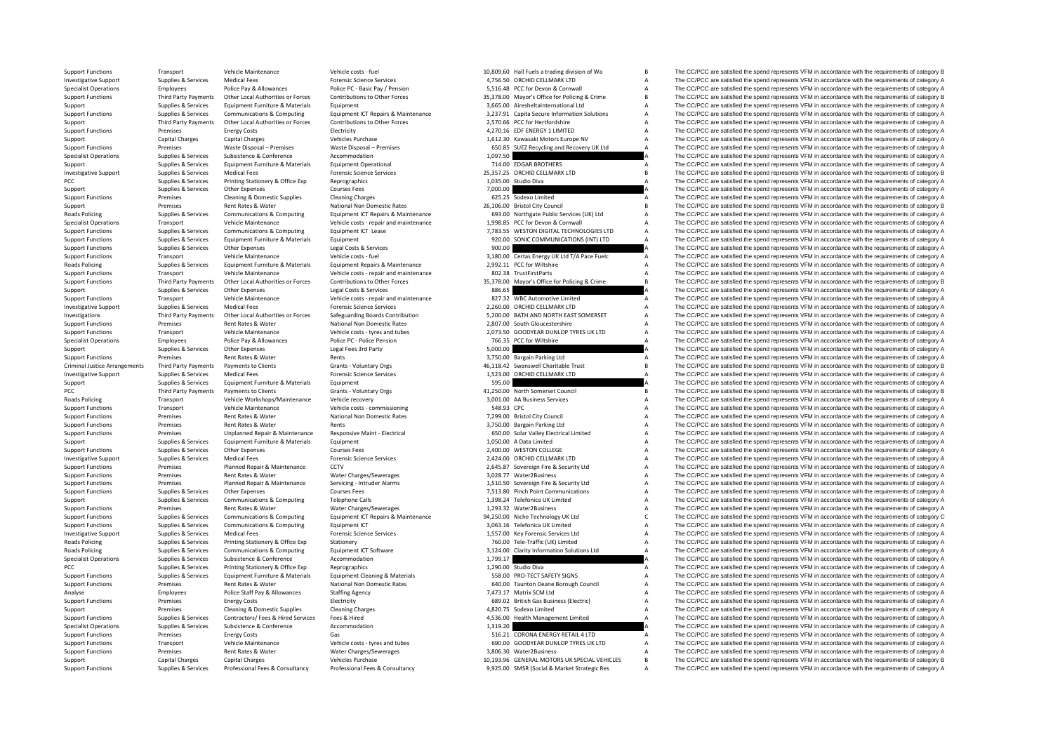| | | | | | | | |
|---|---|---|---|---|---|---|---|
| Support Functions | Transport | Vehicle Maintenance | Vehicle costs ‐ fuel | 10,809.60 | Hall Fuels a trading division of Wa | B | The CC/PCC are satisfied the spend represents VFM in accordance with the requirements of category B |
| Investigative Support | Supplies & Services | Medical Fees | Forensic Science Services | 4,756.50 | ORCHID CELLMARK LTD | A | The CC/PCC are satisfied the spend represents VFM in accordance with the requirements of category A |
| Specialist Operations | Employees | Police Pay & Allowances | Police PC ‐ Basic Pay / Pension | 5,516.48 | PCC for Devon & Cornwall | A | The CC/PCC are satisfied the spend represents VFM in accordance with the requirements of category A |
| Support Functions | Third Party Payments | Other Local Authorities or Forces | Contributions to Other Forces | 35,378.00 | Mayor's Office for Policing & Crime | B | The CC/PCC are satisfied the spend represents VFM in accordance with the requirements of category B |
| Support | Supplies & Services | Equipment Furniture & Materials | Equipment | 3,665.00 | AiresheltaInternational Ltd | A | The CC/PCC are satisfied the spend represents VFM in accordance with the requirements of category A |
| Support Functions | Supplies & Services | Communications & Computing | Equipment ICT Repairs & Maintenance | 3,237.91 | Capita Secure Information Solutions | A | The CC/PCC are satisfied the spend represents VFM in accordance with the requirements of category A |
| Support | Third Party Payments | Other Local Authorities or Forces | Contributions to Other Forces | 2,570.66 | PCC for Hertfordshire | A | The CC/PCC are satisfied the spend represents VFM in accordance with the requirements of category A |
| Support Functions | Premises | Energy Costs | Electricity | 4,270.16 | EDF ENERGY 1 LIMITED | A | The CC/PCC are satisfied the spend represents VFM in accordance with the requirements of category A |
| Support | Capital Charges | Capital Charges | Vehicles Purchase | 1,612.30 | Kawasaki Motors Europe NV | A | The CC/PCC are satisfied the spend represents VFM in accordance with the requirements of category A |
| Support Functions | Premises | Waste Disposal – Premises | Waste Disposal – Premises | 650.85 | SUEZ Recycling and Recovery UK Ltd | A | The CC/PCC are satisfied the spend represents VFM in accordance with the requirements of category A |
| Specialist Operations | Supplies & Services | Subsistence & Conference | Accommodation | 1,097.50 | | A | The CC/PCC are satisfied the spend represents VFM in accordance with the requirements of category A |
| Support | Supplies & Services | Equipment Furniture & Materials | Equipment Operational | 714.00 | EDGAR BROTHERS | A | The CC/PCC are satisfied the spend represents VFM in accordance with the requirements of category A |
| Investigative Support | Supplies & Services | Medical Fees | Forensic Science Services | 25,357.25 | ORCHID CELLMARK LTD | B | The CC/PCC are satisfied the spend represents VFM in accordance with the requirements of category B |
| PCC | Supplies & Services | Printing Stationery & Office Exp | Reprographics | 1,035.00 | Studio Diva | A | The CC/PCC are satisfied the spend represents VFM in accordance with the requirements of category A |
| Support | Supplies & Services | Other Expenses | Courses Fees | 7,000.00 | | A | The CC/PCC are satisfied the spend represents VFM in accordance with the requirements of category A |
| Support Functions | Premises | Cleaning & Domestic Supplies | Cleaning Charges | 625.25 | Sodexo Limited | A | The CC/PCC are satisfied the spend represents VFM in accordance with the requirements of category A |
| Support | Premises | Rent Rates & Water | National Non Domestic Rates | 26,106.00 | Bristol City Council | B | The CC/PCC are satisfied the spend represents VFM in accordance with the requirements of category B |
| Roads Policing | Supplies & Services | Communications & Computing | Equipment ICT Repairs & Maintenance | 693.00 | Northgate Public Services (UK) Ltd | A | The CC/PCC are satisfied the spend represents VFM in accordance with the requirements of category A |
| Specialist Operations | Transport | Vehicle Maintenance | Vehicle costs ‐ repair and maintenance | 1,998.85 | PCC for Devon & Cornwall | A | The CC/PCC are satisfied the spend represents VFM in accordance with the requirements of category A |
| Support Functions | Supplies & Services | Communications & Computing | Equipment ICT Lease | 7,783.55 | WESTON DIGITAL TECHNOLOGIES LTD | A | The CC/PCC are satisfied the spend represents VFM in accordance with the requirements of category A |
| Support Functions | Supplies & Services | Equipment Furniture & Materials | Equipment | 920.00 | SONIC COMMUNICATIONS (INT) LTD | A | The CC/PCC are satisfied the spend represents VFM in accordance with the requirements of category A |
| Support Functions | Supplies & Services | Other Expenses | Legal Costs & Services | 900.00 | | A | The CC/PCC are satisfied the spend represents VFM in accordance with the requirements of category A |
| Support Functions | Transport | Vehicle Maintenance | Vehicle costs ‐ fuel | 3,180.00 | Certas Energy UK Ltd T/A Pace Fuelc | A | The CC/PCC are satisfied the spend represents VFM in accordance with the requirements of category A |
| Roads Policing | Supplies & Services | Equipment Furniture & Materials | Equipment Repairs & Maintenance | 2,992.11 | PCC for Wiltshire | A | The CC/PCC are satisfied the spend represents VFM in accordance with the requirements of category A |
| Support Functions | Transport | Vehicle Maintenance | Vehicle costs ‐ repair and maintenance | 802.38 | TrustFirstParts | A | The CC/PCC are satisfied the spend represents VFM in accordance with the requirements of category A |
| Support Functions | Third Party Payments | Other Local Authorities or Forces | Contributions to Other Forces | 35,378.00 | Mayor's Office for Policing & Crime | B | The CC/PCC are satisfied the spend represents VFM in accordance with the requirements of category B |
| Support | Supplies & Services | Other Expenses | Legal Costs & Services | 886.65 | | A | The CC/PCC are satisfied the spend represents VFM in accordance with the requirements of category A |
| Support Functions | Transport | Vehicle Maintenance | Vehicle costs ‐ repair and maintenance | 827.32 | WBC Automotive Limited | A | The CC/PCC are satisfied the spend represents VFM in accordance with the requirements of category A |
| Investigative Support | Supplies & Services | Medical Fees | Forensic Science Services | 2,260.00 | ORCHID CELLMARK LTD | A | The CC/PCC are satisfied the spend represents VFM in accordance with the requirements of category A |
| Investigations | Third Party Payments | Other Local Authorities or Forces | Safeguarding Boards Contribution | 5,200.00 | BATH AND NORTH EAST SOMERSET | A | The CC/PCC are satisfied the spend represents VFM in accordance with the requirements of category A |
| Support Functions | Premises | Rent Rates & Water | National Non Domestic Rates | 2,807.00 | South Gloucestershire | A | The CC/PCC are satisfied the spend represents VFM in accordance with the requirements of category A |
| Support Functions | Transport | Vehicle Maintenance | Vehicle costs ‐ tyres and tubes | 2,073.50 | GOODYEAR DUNLOP TYRES UK LTD | A | The CC/PCC are satisfied the spend represents VFM in accordance with the requirements of category A |
| Specialist Operations | Employees | Police Pay & Allowances | Police PC ‐ Police Pension | 766.35 | PCC for Wiltshire | A | The CC/PCC are satisfied the spend represents VFM in accordance with the requirements of category A |
| Support | Supplies & Services | Other Expenses | Legal Fees 3rd Party | 5,000.00 | | A | The CC/PCC are satisfied the spend represents VFM in accordance with the requirements of category A |
| Support Functions | Premises | Rent Rates & Water | Rents | 3,750.00 | Bargain Parking Ltd | A | The CC/PCC are satisfied the spend represents VFM in accordance with the requirements of category A |
| Criminal Justice Arrangements | Third Party Payments | Payments to Clients | Grants ‐ Voluntary Orgs | 46,118.42 | Swanswell Charitable Trust | B | The CC/PCC are satisfied the spend represents VFM in accordance with the requirements of category B |
| Investigative Support | Supplies & Services | Medical Fees | Forensic Science Services | 1,523.00 | ORCHID CELLMARK LTD | A | The CC/PCC are satisfied the spend represents VFM in accordance with the requirements of category A |
| Support | Supplies & Services | Equipment Furniture & Materials | Equipment | 595.00 | | A | The CC/PCC are satisfied the spend represents VFM in accordance with the requirements of category A |
| PCC | Third Party Payments | Payments to Clients | Grants ‐ Voluntary Orgs | 41,250.00 | North Somerset Council | B | The CC/PCC are satisfied the spend represents VFM in accordance with the requirements of category B |
| Roads Policing | Transport | Vehicle Workshops/Maintenance | Vehicle recovery | 3,001.00 | AA Business Services | A | The CC/PCC are satisfied the spend represents VFM in accordance with the requirements of category A |
| Support Functions | Transport | Vehicle Maintenance | Vehicle costs ‐ commissioning | 548.93 | CPC | A | The CC/PCC are satisfied the spend represents VFM in accordance with the requirements of category A |
| Support Functions | Premises | Rent Rates & Water | National Non Domestic Rates | 7,299.00 | Bristol City Council | A | The CC/PCC are satisfied the spend represents VFM in accordance with the requirements of category A |
| Support Functions | Premises | Rent Rates & Water | Rents | 3,750.00 | Bargain Parking Ltd | A | The CC/PCC are satisfied the spend represents VFM in accordance with the requirements of category A |
| Support Functions | Premises | Unplanned Repair & Maintenance | Responsive Maint ‐ Electrical | 650.00 | Solar Valley Electrical Limited | A | The CC/PCC are satisfied the spend represents VFM in accordance with the requirements of category A |
| Support | Supplies & Services | Equipment Furniture & Materials | Equipment | 1,050.00 | A Data Limited | A | The CC/PCC are satisfied the spend represents VFM in accordance with the requirements of category A |
| Support Functions | Supplies & Services | Other Expenses | Courses Fees | 2,400.00 | WESTON COLLEGE | A | The CC/PCC are satisfied the spend represents VFM in accordance with the requirements of category A |
| Investigative Support | Supplies & Services | Medical Fees | Forensic Science Services | 2,424.00 | ORCHID CELLMARK LTD | A | The CC/PCC are satisfied the spend represents VFM in accordance with the requirements of category A |
| Support Functions | Premises | Planned Repair & Maintenance | CCTV | 2,645.87 | Sovereign Fire & Security Ltd | A | The CC/PCC are satisfied the spend represents VFM in accordance with the requirements of category A |
| Support Functions | Premises | Rent Rates & Water | Water Charges/Sewerages | 3,028.77 | Water2Business | A | The CC/PCC are satisfied the spend represents VFM in accordance with the requirements of category A |
| Support Functions | Premises | Planned Repair & Maintenance | Servicing ‐ Intruder Alarms | 1,510.50 | Sovereign Fire & Security Ltd | A | The CC/PCC are satisfied the spend represents VFM in accordance with the requirements of category A |
| Support Functions | Supplies & Services | Other Expenses | Courses Fees | 7,513.80 | Pinch Point Communications | A | The CC/PCC are satisfied the spend represents VFM in accordance with the requirements of category A |
| Support | Supplies & Services | Communications & Computing | Telephone Calls | 1,398.24 | Telefonica UK Limited | A | The CC/PCC are satisfied the spend represents VFM in accordance with the requirements of category A |
| Support Functions | Premises | Rent Rates & Water | Water Charges/Sewerages | 1,293.32 | Water2Business | A | The CC/PCC are satisfied the spend represents VFM in accordance with the requirements of category A |
| Support Functions | Supplies & Services | Communications & Computing | Equipment ICT Repairs & Maintenance | 94,250.00 | Niche Technology UK Ltd | C | The CC/PCC are satisfied the spend represents VFM in accordance with the requirements of category C |
| Support Functions | Supplies & Services | Communications & Computing | Equipment ICT | 3,063.16 | Telefonica UK Limited | A | The CC/PCC are satisfied the spend represents VFM in accordance with the requirements of category A |
| Investigative Support | Supplies & Services | Medical Fees | Forensic Science Services | 1,557.00 | Key Forensic Services Ltd | A | The CC/PCC are satisfied the spend represents VFM in accordance with the requirements of category A |
| Roads Policing | Supplies & Services | Printing Stationery & Office Exp | Stationery | 760.00 | Tele‐Traffic (UK) Limited | A | The CC/PCC are satisfied the spend represents VFM in accordance with the requirements of category A |
| Roads Policing | Supplies & Services | Communications & Computing | Equipment ICT Software | 3,124.00 | Clarity Information Solutions Ltd | A | The CC/PCC are satisfied the spend represents VFM in accordance with the requirements of category A |
| Specialist Operations | Supplies & Services | Subsistence & Conference | Accommodation | 1,799.17 | | A | The CC/PCC are satisfied the spend represents VFM in accordance with the requirements of category A |
| PCC | Supplies & Services | Printing Stationery & Office Exp | Reprographics | 1,290.00 | Studio Diva | A | The CC/PCC are satisfied the spend represents VFM in accordance with the requirements of category A |
| Support Functions | Supplies & Services | Equipment Furniture & Materials | Equipment Cleaning & Materials | 558.00 | PRO‐TECT SAFETY SIGNS | A | The CC/PCC are satisfied the spend represents VFM in accordance with the requirements of category A |
| Support Functions | Premises | Rent Rates & Water | National Non Domestic Rates | 640.00 | Taunton Deane Borough Council | A | The CC/PCC are satisfied the spend represents VFM in accordance with the requirements of category A |
| Analyse | Employees | Police Staff Pay & Allowances | Staffing Agency | 7,473.17 | Matrix SCM Ltd | A | The CC/PCC are satisfied the spend represents VFM in accordance with the requirements of category A |
| Support Functions | Premises | Energy Costs | Electricity | 689.02 | British Gas Business (Electric) | A | The CC/PCC are satisfied the spend represents VFM in accordance with the requirements of category A |
| Support | Premises | Cleaning & Domestic Supplies | Cleaning Charges | 4,820.75 | Sodexo Limited | A | The CC/PCC are satisfied the spend represents VFM in accordance with the requirements of category A |
| Support Functions | Supplies & Services | Contractors/ Fees & Hired Services | Fees & Hired | 4,536.00 | Health Management Limited | A | The CC/PCC are satisfied the spend represents VFM in accordance with the requirements of category A |
| Specialist Operations | Supplies & Services | Subsistence & Conference | Accommodation | 1,319.20 | | A | The CC/PCC are satisfied the spend represents VFM in accordance with the requirements of category A |
| Support Functions | Premises | Energy Costs | Gas | 516.21 | CORONA ENERGY RETAIL 4 LTD | A | The CC/PCC are satisfied the spend represents VFM in accordance with the requirements of category A |
| Support Functions | Transport | Vehicle Maintenance | Vehicle costs ‐ tyres and tubes | 690.00 | GOODYEAR DUNLOP TYRES UK LTD | A | The CC/PCC are satisfied the spend represents VFM in accordance with the requirements of category A |
| Support Functions | Premises | Rent Rates & Water | Water Charges/Sewerages | 3,806.30 | Water2Business | A | The CC/PCC are satisfied the spend represents VFM in accordance with the requirements of category A |
| Support | Capital Charges | Capital Charges | Vehicles Purchase | 10,193.96 | GENERAL MOTORS UK SPECIAL VEHICLES | B | The CC/PCC are satisfied the spend represents VFM in accordance with the requirements of category B |
| Support Functions | Supplies & Services | Professional Fees & Consultancy | Professional Fees & Consultancy | 9,925.00 | SMSR (Social & Market Strategic Res | A | The CC/PCC are satisfied the spend represents VFM in accordance with the requirements of category A |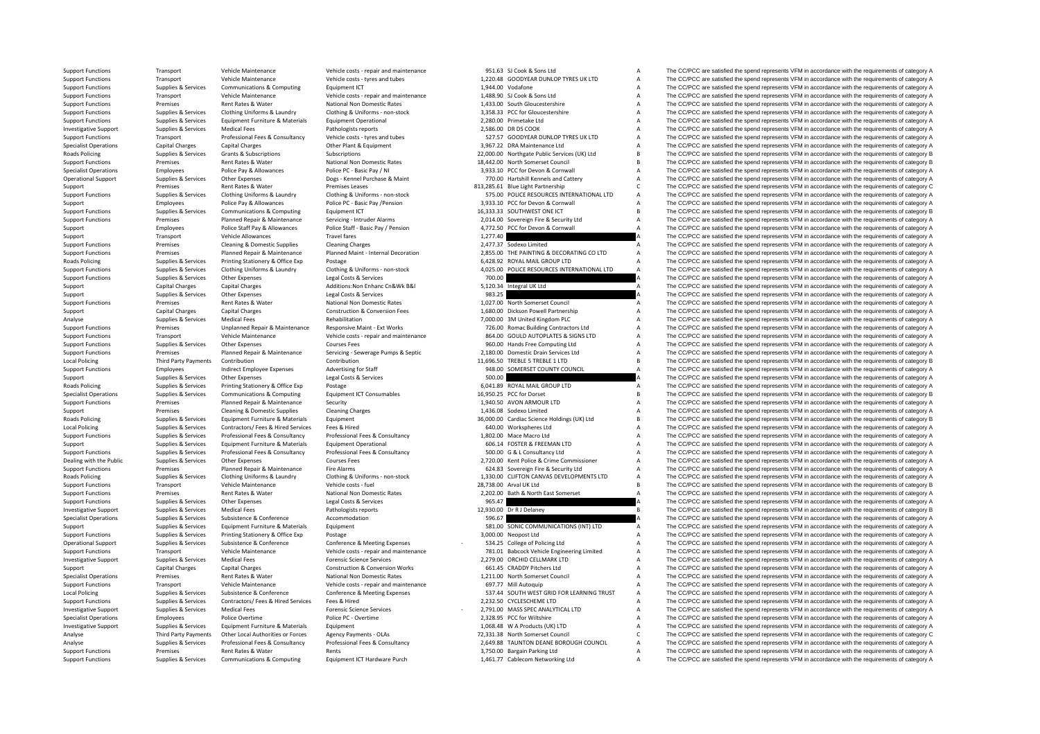| | | | | | | | |
|---|---|---|---|---|---|---|---|
| Support Functions | Transport | Vehicle Maintenance | Vehicle costs - repair and maintenance | 951.63 | SJ Cook & Sons Ltd | A | The CC/PCC are satisfied the spend represents VFM in accordance with the requirements of category A |
| Support Functions | Transport | Vehicle Maintenance | Vehicle costs - tyres and tubes | 1,220.48 | GOODYEAR DUNLOP TYRES UK LTD | A | The CC/PCC are satisfied the spend represents VFM in accordance with the requirements of category A |
| Support Functions | Supplies & Services | Communications & Computing | Equipment ICT | 1,944.00 | Vodafone | A | The CC/PCC are satisfied the spend represents VFM in accordance with the requirements of category A |
| Support Functions | Transport | Vehicle Maintenance | Vehicle costs - repair and maintenance | 1,488.90 | SJ Cook & Sons Ltd | A | The CC/PCC are satisfied the spend represents VFM in accordance with the requirements of category A |
| Support Functions | Premises | Rent Rates & Water | National Non Domestic Rates | 1,433.00 | South Gloucestershire | A | The CC/PCC are satisfied the spend represents VFM in accordance with the requirements of category A |
| Support Functions | Supplies & Services | Clothing Uniforms & Laundry | Clothing & Uniforms - non-stock | 3,358.33 | PCC for Gloucestershire | A | The CC/PCC are satisfied the spend represents VFM in accordance with the requirements of category A |
| Support Functions | Supplies & Services | Equipment Furniture & Materials | Equipment Operational | 2,280.00 | Primetake Ltd | A | The CC/PCC are satisfied the spend represents VFM in accordance with the requirements of category A |
| Investigative Support | Supplies & Services | Medical Fees | Pathologists reports | 2,586.00 | DR DS COOK | A | The CC/PCC are satisfied the spend represents VFM in accordance with the requirements of category A |
| Support Functions | Transport | Professional Fees & Consultancy | Vehicle costs - tyres and tubes | 527.57 | GOODYEAR DUNLOP TYRES UK LTD | A | The CC/PCC are satisfied the spend represents VFM in accordance with the requirements of category A |
| Specialist Operations | Capital Charges | Capital Charges | Other Plant & Equipment | 3,967.22 | DRA Maintenance Ltd | A | The CC/PCC are satisfied the spend represents VFM in accordance with the requirements of category A |
| Roads Policing | Supplies & Services | Grants & Subscriptions | Subscriptions | 22,000.00 | Northgate Public Services (UK) Ltd | B | The CC/PCC are satisfied the spend represents VFM in accordance with the requirements of category B |
| Support Functions | Premises | Rent Rates & Water | National Non Domestic Rates | 18,442.00 | North Somerset Council | B | The CC/PCC are satisfied the spend represents VFM in accordance with the requirements of category B |
| Specialist Operations | Employees | Police Pay & Allowances | Police PC - Basic Pay / NI | 3,933.10 | PCC for Devon & Cornwall | A | The CC/PCC are satisfied the spend represents VFM in accordance with the requirements of category A |
| Operational Support | Supplies & Services | Other Expenses | Dogs - Kennel Purchase & Maint | 770.00 | Hartshill Kennels and Cattery | A | The CC/PCC are satisfied the spend represents VFM in accordance with the requirements of category A |
| Support | Premises | Rent Rates & Water | Premises Leases | 813,285.61 | Blue Light Partnership | C | The CC/PCC are satisfied the spend represents VFM in accordance with the requirements of category C |
| Support Functions | Supplies & Services | Clothing Uniforms & Laundry | Clothing & Uniforms - non-stock | 575.00 | POLICE RESOURCES INTERNATIONAL LTD | A | The CC/PCC are satisfied the spend represents VFM in accordance with the requirements of category A |
| Support | Employees | Police Pay & Allowances | Police PC - Basic Pay /Pension | 3,933.10 | PCC for Devon & Cornwall | A | The CC/PCC are satisfied the spend represents VFM in accordance with the requirements of category A |
| Support Functions | Supplies & Services | Communications & Computing | Equipment ICT | 16,333.33 | SOUTHWEST ONE ICT | B | The CC/PCC are satisfied the spend represents VFM in accordance with the requirements of category B |
| Support Functions | Premises | Planned Repair & Maintenance | Servicing - Intruder Alarms | 2,014.00 | Sovereign Fire & Security Ltd | A | The CC/PCC are satisfied the spend represents VFM in accordance with the requirements of category A |
| Support | Employees | Police Staff Pay & Allowances | Police Staff - Basic Pay / Pension | 4,772.50 | PCC for Devon & Cornwall | A | The CC/PCC are satisfied the spend represents VFM in accordance with the requirements of category A |
| Support | Transport | Vehicle Allowances | Travel fares | 1,277.40 | | A | The CC/PCC are satisfied the spend represents VFM in accordance with the requirements of category A |
| Support Functions | Premises | Cleaning & Domestic Supplies | Cleaning Charges | 2,477.37 | Sodexo Limited | A | The CC/PCC are satisfied the spend represents VFM in accordance with the requirements of category A |
| Support Functions | Premises | Planned Repair & Maintenance | Planned Maint - Internal Decoration | 2,855.00 | THE PAINTING & DECORATING CO LTD | A | The CC/PCC are satisfied the spend represents VFM in accordance with the requirements of category A |
| Roads Policing | Supplies & Services | Printing Stationery & Office Exp | Postage | 6,428.92 | ROYAL MAIL GROUP LTD | A | The CC/PCC are satisfied the spend represents VFM in accordance with the requirements of category A |
| Support Functions | Supplies & Services | Clothing Uniforms & Laundry | Clothing & Uniforms - non-stock | 4,025.00 | POLICE RESOURCES INTERNATIONAL LTD | A | The CC/PCC are satisfied the spend represents VFM in accordance with the requirements of category A |
| Support Functions | Supplies & Services | Other Expenses | Legal Costs & Services | 700.00 | | A | The CC/PCC are satisfied the spend represents VFM in accordance with the requirements of category A |
| Support | Capital Charges | Capital Charges | Additions:Non Enhanc Cn&Wk B&I | 5,120.34 | Integral UK Ltd | A | The CC/PCC are satisfied the spend represents VFM in accordance with the requirements of category A |
| Support | Supplies & Services | Other Expenses | Legal Costs & Services | 983.25 | | A | The CC/PCC are satisfied the spend represents VFM in accordance with the requirements of category A |
| Support Functions | Premises | Rent Rates & Water | National Non Domestic Rates | 1,027.00 | North Somerset Council | A | The CC/PCC are satisfied the spend represents VFM in accordance with the requirements of category A |
| Support | Capital Charges | Capital Charges | Construction & Conversion Fees | 1,680.00 | Dickson Powell Partnership | A | The CC/PCC are satisfied the spend represents VFM in accordance with the requirements of category A |
| Analyse | Supplies & Services | Medical Fees | Rehabilitation | 7,000.00 | 3M United Kingdom PLC | A | The CC/PCC are satisfied the spend represents VFM in accordance with the requirements of category A |
| Support Functions | Premises | Unplanned Repair & Maintenance | Responsive Maint - Ext Works | 726.00 | Romac Building Contractors Ltd | A | The CC/PCC are satisfied the spend represents VFM in accordance with the requirements of category A |
| Support Functions | Transport | Vehicle Maintenance | Vehicle costs - repair and maintenance | 864.00 | GOULD AUTOPLATES & SIGNS LTD | A | The CC/PCC are satisfied the spend represents VFM in accordance with the requirements of category A |
| Support Functions | Supplies & Services | Other Expenses | Courses Fees | 960.00 | Hands Free Computing Ltd | A | The CC/PCC are satisfied the spend represents VFM in accordance with the requirements of category A |
| Support Functions | Premises | Planned Repair & Maintenance | Servicing - Sewerage Pumps & Septic | 2,180.00 | Domestic Drain Services Ltd | A | The CC/PCC are satisfied the spend represents VFM in accordance with the requirements of category A |
| Local Policing | Third Party Payments | Contribution | Contribution | 11,696.50 | TREBLE 5 TREBLE 1 LTD | B | The CC/PCC are satisfied the spend represents VFM in accordance with the requirements of category B |
| Support Functions | Employees | Indirect Employee Expenses | Advertising for Staff | 948.00 | SOMERSET COUNTY COUNCIL | A | The CC/PCC are satisfied the spend represents VFM in accordance with the requirements of category A |
| Support | Supplies & Services | Other Expenses | Legal Costs & Services | 500.00 | | A | The CC/PCC are satisfied the spend represents VFM in accordance with the requirements of category A |
| Roads Policing | Supplies & Services | Printing Stationery & Office Exp | Postage | 6,041.89 | ROYAL MAIL GROUP LTD | A | The CC/PCC are satisfied the spend represents VFM in accordance with the requirements of category A |
| Specialist Operations | Supplies & Services | Communications & Computing | Equipment ICT Consumables | 16,950.25 | PCC for Dorset | B | The CC/PCC are satisfied the spend represents VFM in accordance with the requirements of category B |
| Support Functions | Premises | Planned Repair & Maintenance | Security | 1,940.50 | AVON ARMOUR LTD | A | The CC/PCC are satisfied the spend represents VFM in accordance with the requirements of category A |
| Support | Premises | Cleaning & Domestic Supplies | Cleaning Charges | 1,436.08 | Sodexo Limited | A | The CC/PCC are satisfied the spend represents VFM in accordance with the requirements of category A |
| Roads Policing | Supplies & Services | Equipment Furniture & Materials | Equipment | 36,000.00 | Cardiac Science Holdings (UK) Ltd | B | The CC/PCC are satisfied the spend represents VFM in accordance with the requirements of category B |
| Local Policing | Supplies & Services | Contractors/ Fees & Hired Services | Fees & Hired | 640.00 | Workspheres Ltd | A | The CC/PCC are satisfied the spend represents VFM in accordance with the requirements of category A |
| Support Functions | Supplies & Services | Professional Fees & Consultancy | Professional Fees & Consultancy | 1,802.00 | Mace Macro Ltd | A | The CC/PCC are satisfied the spend represents VFM in accordance with the requirements of category A |
| Support | Supplies & Services | Equipment Furniture & Materials | Equipment Operational | 606.14 | FOSTER & FREEMAN LTD | A | The CC/PCC are satisfied the spend represents VFM in accordance with the requirements of category A |
| Support Functions | Supplies & Services | Professional Fees & Consultancy | Professional Fees & Consultancy | 500.00 | G & L Consultancy Ltd | A | The CC/PCC are satisfied the spend represents VFM in accordance with the requirements of category A |
| Dealing with the Public | Supplies & Services | Other Expenses | Courses Fees | 2,720.00 | Kent Police & Crime Commissioner | A | The CC/PCC are satisfied the spend represents VFM in accordance with the requirements of category A |
| Support Functions | Premises | Planned Repair & Maintenance | Fire Alarms | 624.83 | Sovereign Fire & Security Ltd | A | The CC/PCC are satisfied the spend represents VFM in accordance with the requirements of category A |
| Roads Policing | Supplies & Services | Clothing Uniforms & Laundry | Clothing & Uniforms - non-stock | 1,330.00 | CLIFTON CANVAS DEVELOPMENTS LTD | A | The CC/PCC are satisfied the spend represents VFM in accordance with the requirements of category A |
| Support Functions | Transport | Vehicle Maintenance | Vehicle costs - fuel | 28,738.00 | Arval UK Ltd | B | The CC/PCC are satisfied the spend represents VFM in accordance with the requirements of category B |
| Support Functions | Premises | Rent Rates & Water | National Non Domestic Rates | 2,202.00 | Bath & North East Somerset | A | The CC/PCC are satisfied the spend represents VFM in accordance with the requirements of category A |
| Support Functions | Supplies & Services | Other Expenses | Legal Costs & Services | 965.47 | | A | The CC/PCC are satisfied the spend represents VFM in accordance with the requirements of category A |
| Investigative Support | Supplies & Services | Medical Fees | Pathologists reports | 12,930.00 | Dr R J Delaney | B | The CC/PCC are satisfied the spend represents VFM in accordance with the requirements of category B |
| Specialist Operations | Supplies & Services | Subsistence & Conference | Accommodation | 596.67 | | A | The CC/PCC are satisfied the spend represents VFM in accordance with the requirements of category A |
| Support | Supplies & Services | Equipment Furniture & Materials | Equipment | 581.00 | SONIC COMMUNICATIONS (INT) LTD | A | The CC/PCC are satisfied the spend represents VFM in accordance with the requirements of category A |
| Support Functions | Supplies & Services | Printing Stationery & Office Exp | Postage | 3,000.00 | Neopost Ltd | A | The CC/PCC are satisfied the spend represents VFM in accordance with the requirements of category A |
| Operational Support | Supplies & Services | Subsistence & Conference | Conference & Meeting Expenses | - 534.25 | College of Policing Ltd | A | The CC/PCC are satisfied the spend represents VFM in accordance with the requirements of category A |
| Support Functions | Transport | Vehicle Maintenance | Vehicle costs - repair and maintenance | 781.01 | Babcock Vehicle Engineering Limited | A | The CC/PCC are satisfied the spend represents VFM in accordance with the requirements of category A |
| Investigative Support | Supplies & Services | Medical Fees | Forensic Science Services | 2,279.00 | ORCHID CELLMARK LTD | A | The CC/PCC are satisfied the spend represents VFM in accordance with the requirements of category A |
| Support | Capital Charges | Capital Charges | Construction & Conversion Works | 661.45 | CRADDY Pitchers Ltd | A | The CC/PCC are satisfied the spend represents VFM in accordance with the requirements of category A |
| Specialist Operations | Premises | Rent Rates & Water | National Non Domestic Rates | 1,211.00 | North Somerset Council | A | The CC/PCC are satisfied the spend represents VFM in accordance with the requirements of category A |
| Support Functions | Transport | Vehicle Maintenance | Vehicle costs - repair and maintenance | 697.77 | Mill Autoquip | A | The CC/PCC are satisfied the spend represents VFM in accordance with the requirements of category A |
| Local Policing | Supplies & Services | Subsistence & Conference | Conference & Meeting Expenses | 537.44 | SOUTH WEST GRID FOR LEARNING TRUST | A | The CC/PCC are satisfied the spend represents VFM in accordance with the requirements of category A |
| Support Functions | Supplies & Services | Contractors/ Fees & Hired Services | Fees & Hired | 2,232.50 | CYCLESCHEME LTD | A | The CC/PCC are satisfied the spend represents VFM in accordance with the requirements of category A |
| Investigative Support | Supplies & Services | Medical Fees | Forensic Science Services | - 2,791.00 | MASS SPEC ANALYTICAL LTD | A | The CC/PCC are satisfied the spend represents VFM in accordance with the requirements of category A |
| Specialist Operations | Employees | Police Overtime | Police PC - Overtime | 2,328.95 | PCC for Wiltshire | A | The CC/PCC are satisfied the spend represents VFM in accordance with the requirements of category A |
| Investigative Support | Supplies & Services | Equipment Furniture & Materials | Equipment | 1,068.48 | W A Products (UK) LTD | A | The CC/PCC are satisfied the spend represents VFM in accordance with the requirements of category A |
| Analyse | Third Party Payments | Other Local Authorities or Forces | Agency Payments - OLAs | 72,331.38 | North Somerset Council | C | The CC/PCC are satisfied the spend represents VFM in accordance with the requirements of category C |
| Analyse | Supplies & Services | Professional Fees & Consultancy | Professional Fees & Consultancy | 2,649.88 | TAUNTON DEANE BOROUGH COUNCIL | A | The CC/PCC are satisfied the spend represents VFM in accordance with the requirements of category A |
| Support Functions | Premises | Rent Rates & Water | Rents | 3,750.00 | Bargain Parking Ltd | A | The CC/PCC are satisfied the spend represents VFM in accordance with the requirements of category A |
| Support Functions | Supplies & Services | Communications & Computing | Equipment ICT Hardware Purch | 1,461.77 | Cablecom Networking Ltd | A | The CC/PCC are satisfied the spend represents VFM in accordance with the requirements of category A |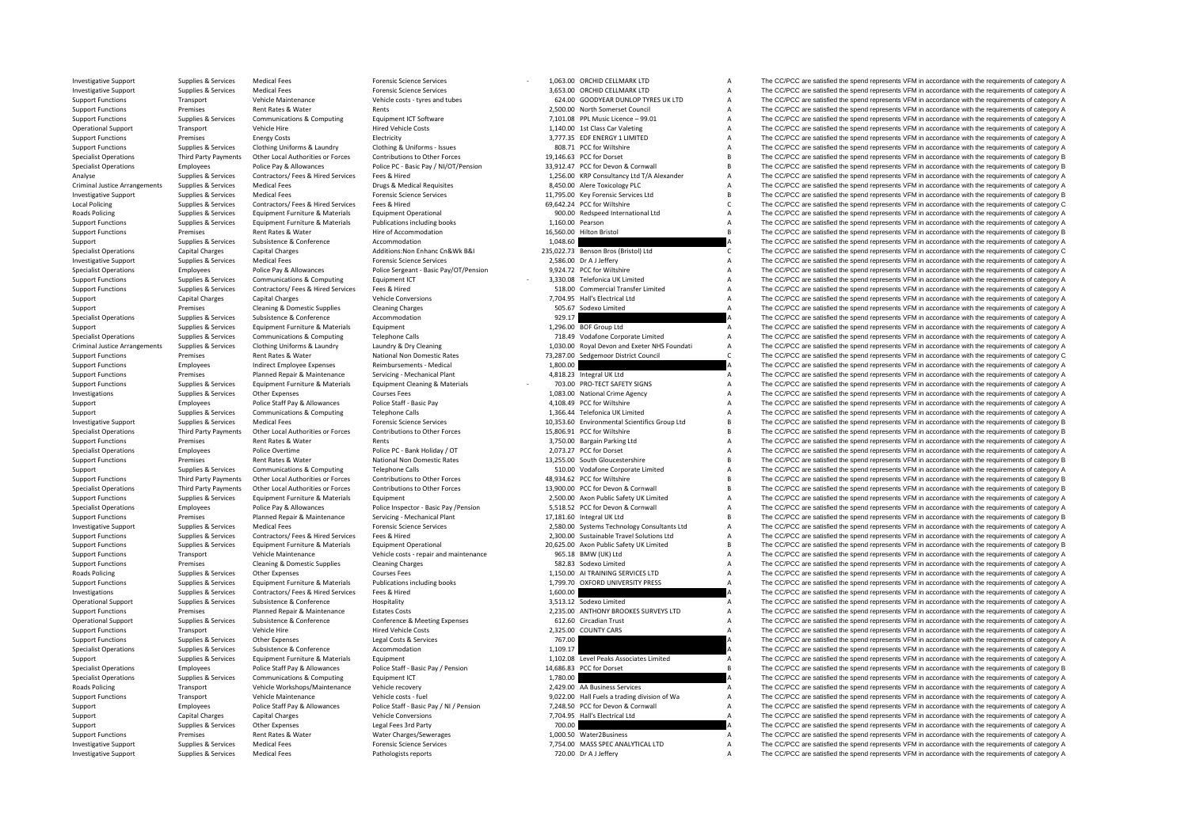| | | | | | | | |
|---|---|---|---|---|---|---|---|
| Investigative Support | Supplies & Services | Medical Fees | Forensic Science Services | - 1,063.00 | ORCHID CELLMARK LTD | A | The CC/PCC are satisfied the spend represents VFM in accordance with the requirements of category A |
| Investigative Support | Supplies & Services | Medical Fees | Forensic Science Services | 3,653.00 | ORCHID CELLMARK LTD | A | The CC/PCC are satisfied the spend represents VFM in accordance with the requirements of category A |
| Support Functions | Transport | Vehicle Maintenance | Vehicle costs - tyres and tubes | 624.00 | GOODYEAR DUNLOP TYRES UK LTD | A | The CC/PCC are satisfied the spend represents VFM in accordance with the requirements of category A |
| Support Functions | Premises | Rent Rates & Water | Rents | 2,500.00 | North Somerset Council | A | The CC/PCC are satisfied the spend represents VFM in accordance with the requirements of category A |
| Support Functions | Supplies & Services | Communications & Computing | Equipment ICT Software | 7,101.08 | PPL Music Licence – 99.01 | A | The CC/PCC are satisfied the spend represents VFM in accordance with the requirements of category A |
| Operational Support | Transport | Vehicle Hire | Hired Vehicle Costs | 1,140.00 | 1st Class Car Valeting | A | The CC/PCC are satisfied the spend represents VFM in accordance with the requirements of category A |
| Support Functions | Premises | Energy Costs | Electricity | 3,777.35 | EDF ENERGY 1 LIMITED | A | The CC/PCC are satisfied the spend represents VFM in accordance with the requirements of category A |
| Support Functions | Supplies & Services | Clothing Uniforms & Laundry | Clothing & Uniforms - Issues | 808.71 | PCC for Wiltshire | A | The CC/PCC are satisfied the spend represents VFM in accordance with the requirements of category A |
| Specialist Operations | Third Party Payments | Other Local Authorities or Forces | Contributions to Other Forces | 19,146.63 | PCC for Dorset | B | The CC/PCC are satisfied the spend represents VFM in accordance with the requirements of category B |
| Specialist Operations | Employees | Police Pay & Allowances | Police PC - Basic Pay / NI/OT/Pension | 33,912.47 | PCC for Devon & Cornwall | B | The CC/PCC are satisfied the spend represents VFM in accordance with the requirements of category B |
| Analyse | Supplies & Services | Contractors/ Fees & Hired Services | Fees & Hired | 1,256.00 | KRP Consultancy Ltd T/A Alexander | A | The CC/PCC are satisfied the spend represents VFM in accordance with the requirements of category A |
| Criminal Justice Arrangements | Supplies & Services | Medical Fees | Drugs & Medical Requisites | 8,450.00 | Alere Toxicology PLC | A | The CC/PCC are satisfied the spend represents VFM in accordance with the requirements of category A |
| Investigative Support | Supplies & Services | Medical Fees | Forensic Science Services | 11,795.00 | Key Forensic Services Ltd | B | The CC/PCC are satisfied the spend represents VFM in accordance with the requirements of category B |
| Local Policing | Supplies & Services | Contractors/ Fees & Hired Services | Fees & Hired | 69,642.24 | PCC for Wiltshire | C | The CC/PCC are satisfied the spend represents VFM in accordance with the requirements of category C |
| Roads Policing | Supplies & Services | Equipment Furniture & Materials | Equipment Operational | 900.00 | Redspeed International Ltd | A | The CC/PCC are satisfied the spend represents VFM in accordance with the requirements of category A |
| Support Functions | Supplies & Services | Equipment Furniture & Materials | Publications including books | 1,160.00 | Pearson | A | The CC/PCC are satisfied the spend represents VFM in accordance with the requirements of category A |
| Support Functions | Premises | Rent Rates & Water | Hire of Accommodation | 16,560.00 | Hilton Bristol | B | The CC/PCC are satisfied the spend represents VFM in accordance with the requirements of category B |
| Support | Supplies & Services | Subsistence & Conference | Accommodation | 1,048.60 | | A | The CC/PCC are satisfied the spend represents VFM in accordance with the requirements of category A |
| Specialist Operations | Capital Charges | Capital Charges | Additions:Non Enhanc Cn&Wk B&I | 235,022.73 | Benson Bros (Bristol) Ltd | C | The CC/PCC are satisfied the spend represents VFM in accordance with the requirements of category C |
| Investigative Support | Supplies & Services | Medical Fees | Forensic Science Services | 2,586.00 | Dr A J Jeffery | A | The CC/PCC are satisfied the spend represents VFM in accordance with the requirements of category A |
| Specialist Operations | Employees | Police Pay & Allowances | Police Sergeant - Basic Pay/OT/Pension | 9,924.72 | PCC for Wiltshire | A | The CC/PCC are satisfied the spend represents VFM in accordance with the requirements of category A |
| Support Functions | Supplies & Services | Communications & Computing | Equipment ICT | - 3,330.08 | Telefonica UK Limited | A | The CC/PCC are satisfied the spend represents VFM in accordance with the requirements of category A |
| Support Functions | Supplies & Services | Contractors/ Fees & Hired Services | Fees & Hired | 518.00 | Commercial Transfer Limited | A | The CC/PCC are satisfied the spend represents VFM in accordance with the requirements of category A |
| Support | Capital Charges | Capital Charges | Vehicle Conversions | 7,704.95 | Hall's Electrical Ltd | A | The CC/PCC are satisfied the spend represents VFM in accordance with the requirements of category A |
| Support | Premises | Cleaning & Domestic Supplies | Cleaning Charges | 505.67 | Sodexo Limited | A | The CC/PCC are satisfied the spend represents VFM in accordance with the requirements of category A |
| Specialist Operations | Supplies & Services | Subsistence & Conference | Accommodation | 929.17 | | A | The CC/PCC are satisfied the spend represents VFM in accordance with the requirements of category A |
| Support | Supplies & Services | Equipment Furniture & Materials | Equipment | 1,296.00 | BOF Group Ltd | A | The CC/PCC are satisfied the spend represents VFM in accordance with the requirements of category A |
| Specialist Operations | Supplies & Services | Communications & Computing | Telephone Calls | 718.49 | Vodafone Corporate Limited | A | The CC/PCC are satisfied the spend represents VFM in accordance with the requirements of category A |
| Criminal Justice Arrangements | Supplies & Services | Clothing Uniforms & Laundry | Laundry & Dry Cleaning | 1,030.00 | Royal Devon and Exeter NHS Foundati | A | The CC/PCC are satisfied the spend represents VFM in accordance with the requirements of category A |
| Support Functions | Premises | Rent Rates & Water | National Non Domestic Rates | 73,287.00 | Sedgemoor District Council | C | The CC/PCC are satisfied the spend represents VFM in accordance with the requirements of category C |
| Support Functions | Employees | Indirect Employee Expenses | Reimbursements - Medical | 1,800.00 | | A | The CC/PCC are satisfied the spend represents VFM in accordance with the requirements of category A |
| Support Functions | Premises | Planned Repair & Maintenance | Servicing - Mechanical Plant | 4,818.23 | Integral UK Ltd | A | The CC/PCC are satisfied the spend represents VFM in accordance with the requirements of category A |
| Support Functions | Supplies & Services | Equipment Furniture & Materials | Equipment Cleaning & Materials | - 703.00 | PRO-TECT SAFETY SIGNS | A | The CC/PCC are satisfied the spend represents VFM in accordance with the requirements of category A |
| Investigations | Supplies & Services | Other Expenses | Courses Fees | 1,083.00 | National Crime Agency | A | The CC/PCC are satisfied the spend represents VFM in accordance with the requirements of category A |
| Support | Employees | Police Staff Pay & Allowances | Police Staff - Basic Pay | 4,108.49 | PCC for Wiltshire | A | The CC/PCC are satisfied the spend represents VFM in accordance with the requirements of category A |
| Support | Supplies & Services | Communications & Computing | Telephone Calls | 1,366.44 | Telefonica UK Limited | A | The CC/PCC are satisfied the spend represents VFM in accordance with the requirements of category A |
| Investigative Support | Supplies & Services | Medical Fees | Forensic Science Services | 10,353.60 | Environmental Scientifics Group Ltd | B | The CC/PCC are satisfied the spend represents VFM in accordance with the requirements of category B |
| Specialist Operations | Third Party Payments | Other Local Authorities or Forces | Contributions to Other Forces | 15,806.91 | PCC for Wiltshire | B | The CC/PCC are satisfied the spend represents VFM in accordance with the requirements of category B |
| Support Functions | Premises | Rent Rates & Water | Rents | 3,750.00 | Bargain Parking Ltd | A | The CC/PCC are satisfied the spend represents VFM in accordance with the requirements of category A |
| Specialist Operations | Employees | Police Overtime | Police PC - Bank Holiday / OT | 2,073.27 | PCC for Dorset | A | The CC/PCC are satisfied the spend represents VFM in accordance with the requirements of category A |
| Support Functions | Premises | Rent Rates & Water | National Non Domestic Rates | 13,255.00 | South Gloucestershire | B | The CC/PCC are satisfied the spend represents VFM in accordance with the requirements of category B |
| Support | Supplies & Services | Communications & Computing | Telephone Calls | 510.00 | Vodafone Corporate Limited | A | The CC/PCC are satisfied the spend represents VFM in accordance with the requirements of category A |
| Support Functions | Third Party Payments | Other Local Authorities or Forces | Contributions to Other Forces | 48,934.62 | PCC for Wiltshire | B | The CC/PCC are satisfied the spend represents VFM in accordance with the requirements of category B |
| Specialist Operations | Third Party Payments | Other Local Authorities or Forces | Contributions to Other Forces | 13,900.00 | PCC for Devon & Cornwall | B | The CC/PCC are satisfied the spend represents VFM in accordance with the requirements of category B |
| Support Functions | Supplies & Services | Equipment Furniture & Materials | Equipment | 2,500.00 | Axon Public Safety UK Limited | A | The CC/PCC are satisfied the spend represents VFM in accordance with the requirements of category A |
| Specialist Operations | Employees | Police Pay & Allowances | Police Inspector - Basic Pay /Pension | 5,518.52 | PCC for Devon & Cornwall | A | The CC/PCC are satisfied the spend represents VFM in accordance with the requirements of category A |
| Support Functions | Premises | Planned Repair & Maintenance | Servicing - Mechanical Plant | 17,181.60 | Integral UK Ltd | B | The CC/PCC are satisfied the spend represents VFM in accordance with the requirements of category B |
| Investigative Support | Supplies & Services | Medical Fees | Forensic Science Services | 2,580.00 | Systems Technology Consultants Ltd | A | The CC/PCC are satisfied the spend represents VFM in accordance with the requirements of category A |
| Support Functions | Supplies & Services | Contractors/ Fees & Hired Services | Fees & Hired | 2,300.00 | Sustainable Travel Solutions Ltd | A | The CC/PCC are satisfied the spend represents VFM in accordance with the requirements of category A |
| Support Functions | Supplies & Services | Equipment Furniture & Materials | Equipment Operational | 20,625.00 | Axon Public Safety UK Limited | B | The CC/PCC are satisfied the spend represents VFM in accordance with the requirements of category B |
| Support Functions | Transport | Vehicle Maintenance | Vehicle costs - repair and maintenance | 965.18 | BMW (UK) Ltd | A | The CC/PCC are satisfied the spend represents VFM in accordance with the requirements of category A |
| Support Functions | Premises | Cleaning & Domestic Supplies | Cleaning Charges | 582.83 | Sodexo Limited | A | The CC/PCC are satisfied the spend represents VFM in accordance with the requirements of category A |
| Roads Policing | Supplies & Services | Other Expenses | Courses Fees | 1,150.00 | AI TRAINING SERVICES LTD | A | The CC/PCC are satisfied the spend represents VFM in accordance with the requirements of category A |
| Support Functions | Supplies & Services | Equipment Furniture & Materials | Publications including books | 1,799.70 | OXFORD UNIVERSITY PRESS | A | The CC/PCC are satisfied the spend represents VFM in accordance with the requirements of category A |
| Investigations | Supplies & Services | Contractors/ Fees & Hired Services | Fees & Hired | 1,600.00 | | A | The CC/PCC are satisfied the spend represents VFM in accordance with the requirements of category A |
| Operational Support | Supplies & Services | Subsistence & Conference | Hospitality | 3,513.12 | Sodexo Limited | A | The CC/PCC are satisfied the spend represents VFM in accordance with the requirements of category A |
| Support Functions | Premises | Planned Repair & Maintenance | Estates Costs | 2,235.00 | ANTHONY BROOKES SURVEYS LTD | A | The CC/PCC are satisfied the spend represents VFM in accordance with the requirements of category A |
| Operational Support | Supplies & Services | Subsistence & Conference | Conference & Meeting Expenses | 612.60 | Circadian Trust | A | The CC/PCC are satisfied the spend represents VFM in accordance with the requirements of category A |
| Support Functions | Transport | Vehicle Hire | Hired Vehicle Costs | 2,325.00 | COUNTY CARS | A | The CC/PCC are satisfied the spend represents VFM in accordance with the requirements of category A |
| Support Functions | Supplies & Services | Other Expenses | Legal Costs & Services | 767.00 | | A | The CC/PCC are satisfied the spend represents VFM in accordance with the requirements of category A |
| Specialist Operations | Supplies & Services | Subsistence & Conference | Accommodation | 1,109.17 | | A | The CC/PCC are satisfied the spend represents VFM in accordance with the requirements of category A |
| Support | Supplies & Services | Equipment Furniture & Materials | Equipment | 1,102.08 | Level Peaks Associates Limited | A | The CC/PCC are satisfied the spend represents VFM in accordance with the requirements of category A |
| Specialist Operations | Employees | Police Staff Pay & Allowances | Police Staff - Basic Pay / Pension | 14,686.83 | PCC for Dorset | B | The CC/PCC are satisfied the spend represents VFM in accordance with the requirements of category B |
| Specialist Operations | Supplies & Services | Communications & Computing | Equipment ICT | 1,780.00 | | A | The CC/PCC are satisfied the spend represents VFM in accordance with the requirements of category A |
| Roads Policing | Transport | Vehicle Workshops/Maintenance | Vehicle recovery | 2,429.00 | AA Business Services | A | The CC/PCC are satisfied the spend represents VFM in accordance with the requirements of category A |
| Support Functions | Transport | Vehicle Maintenance | Vehicle costs - fuel | 9,022.00 | Hall Fuels a trading division of Wa | A | The CC/PCC are satisfied the spend represents VFM in accordance with the requirements of category A |
| Support | Employees | Police Staff Pay & Allowances | Police Staff - Basic Pay / NI / Pension | 7,248.50 | PCC for Devon & Cornwall | A | The CC/PCC are satisfied the spend represents VFM in accordance with the requirements of category A |
| Support | Capital Charges | Capital Charges | Vehicle Conversions | 7,704.95 | Hall's Electrical Ltd | A | The CC/PCC are satisfied the spend represents VFM in accordance with the requirements of category A |
| Support | Supplies & Services | Other Expenses | Legal Fees 3rd Party | 700.00 | | A | The CC/PCC are satisfied the spend represents VFM in accordance with the requirements of category A |
| Support Functions | Premises | Rent Rates & Water | Water Charges/Sewerages | 1,000.50 | Water2Business | A | The CC/PCC are satisfied the spend represents VFM in accordance with the requirements of category A |
| Investigative Support | Supplies & Services | Medical Fees | Forensic Science Services | 7,754.00 | MASS SPEC ANALYTICAL LTD | A | The CC/PCC are satisfied the spend represents VFM in accordance with the requirements of category A |
| Investigative Support | Supplies & Services | Medical Fees | Pathologists reports | 720.00 | Dr A J Jeffery | A | The CC/PCC are satisfied the spend represents VFM in accordance with the requirements of category A |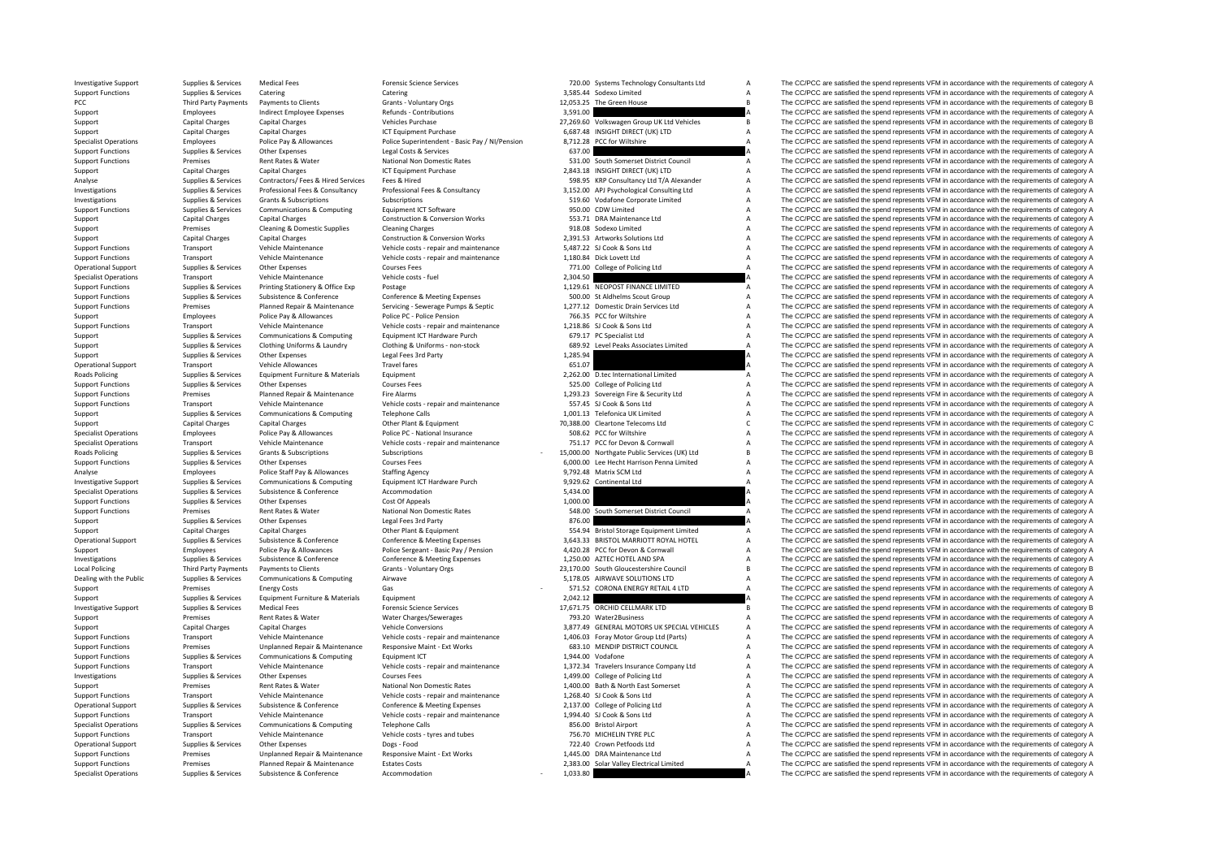| | | | | | | | |
|---|---|---|---|---|---|---|---|
| Investigative Support | Supplies & Services | Medical Fees | Forensic Science Services | 720.00 | Systems Technology Consultants Ltd | A | The CC/PCC are satisfied the spend represents VFM in accordance with the requirements of category A |
| Support Functions | Supplies & Services | Catering | Catering | 3,585.44 | Sodexo Limited | A | The CC/PCC are satisfied the spend represents VFM in accordance with the requirements of category A |
| PCC | Third Party Payments | Payments to Clients | Grants - Voluntary Orgs | 12,053.25 | The Green House | B | The CC/PCC are satisfied the spend represents VFM in accordance with the requirements of category B |
| Support | Employees | Indirect Employee Expenses | Refunds - Contributions | 3,591.00 | | A | The CC/PCC are satisfied the spend represents VFM in accordance with the requirements of category A |
| Support | Capital Charges | Capital Charges | Vehicles Purchase | 27,269.60 | Volkswagen Group UK Ltd Vehicles | B | The CC/PCC are satisfied the spend represents VFM in accordance with the requirements of category B |
| Support | Capital Charges | Capital Charges | ICT Equipment Purchase | 6,687.48 | INSIGHT DIRECT (UK) LTD | A | The CC/PCC are satisfied the spend represents VFM in accordance with the requirements of category A |
| Specialist Operations | Employees | Police Pay & Allowances | Police Superintendent - Basic Pay / NI/Pension | 8,712.28 | PCC for Wiltshire | A | The CC/PCC are satisfied the spend represents VFM in accordance with the requirements of category A |
| Support Functions | Supplies & Services | Other Expenses | Legal Costs & Services | 637.00 | | A | The CC/PCC are satisfied the spend represents VFM in accordance with the requirements of category A |
| Support Functions | Premises | Rent Rates & Water | National Non Domestic Rates | 531.00 | South Somerset District Council | A | The CC/PCC are satisfied the spend represents VFM in accordance with the requirements of category A |
| Support | Capital Charges | Capital Charges | ICT Equipment Purchase | 2,843.18 | INSIGHT DIRECT (UK) LTD | A | The CC/PCC are satisfied the spend represents VFM in accordance with the requirements of category A |
| Analyse | Supplies & Services | Contractors/ Fees & Hired Services | Fees & Hired | 598.95 | KRP Consultancy Ltd T/A Alexander | A | The CC/PCC are satisfied the spend represents VFM in accordance with the requirements of category A |
| Investigations | Supplies & Services | Professional Fees & Consultancy | Professional Fees & Consultancy | 3,152.00 | APJ Psychological Consulting Ltd | A | The CC/PCC are satisfied the spend represents VFM in accordance with the requirements of category A |
| Investigations | Supplies & Services | Grants & Subscriptions | Subscriptions | 519.60 | Vodafone Corporate Limited | A | The CC/PCC are satisfied the spend represents VFM in accordance with the requirements of category A |
| Support Functions | Supplies & Services | Communications & Computing | Equipment ICT Software | 950.00 | CDW Limited | A | The CC/PCC are satisfied the spend represents VFM in accordance with the requirements of category A |
| Support | Capital Charges | Capital Charges | Construction & Conversion Works | 553.71 | DRA Maintenance Ltd | A | The CC/PCC are satisfied the spend represents VFM in accordance with the requirements of category A |
| Support | Premises | Cleaning & Domestic Supplies | Cleaning Charges | 918.08 | Sodexo Limited | A | The CC/PCC are satisfied the spend represents VFM in accordance with the requirements of category A |
| Support | Capital Charges | Capital Charges | Construction & Conversion Works | 2,391.53 | Artworks Solutions Ltd | A | The CC/PCC are satisfied the spend represents VFM in accordance with the requirements of category A |
| Support Functions | Transport | Vehicle Maintenance | Vehicle costs - repair and maintenance | 5,487.22 | SJ Cook & Sons Ltd | A | The CC/PCC are satisfied the spend represents VFM in accordance with the requirements of category A |
| Support Functions | Transport | Vehicle Maintenance | Vehicle costs - repair and maintenance | 1,180.84 | Dick Lovett Ltd | A | The CC/PCC are satisfied the spend represents VFM in accordance with the requirements of category A |
| Operational Support | Supplies & Services | Other Expenses | Courses Fees | 771.00 | College of Policing Ltd | A | The CC/PCC are satisfied the spend represents VFM in accordance with the requirements of category A |
| Specialist Operations | Transport | Vehicle Maintenance | Vehicle costs - fuel | 2,304.50 | | A | The CC/PCC are satisfied the spend represents VFM in accordance with the requirements of category A |
| Support Functions | Supplies & Services | Printing Stationery & Office Exp | Postage | 1,129.61 | NEOPOST FINANCE LIMITED | A | The CC/PCC are satisfied the spend represents VFM in accordance with the requirements of category A |
| Support Functions | Supplies & Services | Subsistence & Conference | Conference & Meeting Expenses | 500.00 | St Aldhelms Scout Group | A | The CC/PCC are satisfied the spend represents VFM in accordance with the requirements of category A |
| Support Functions | Premises | Planned Repair & Maintenance | Servicing - Sewerage Pumps & Septic | 1,277.12 | Domestic Drain Services Ltd | A | The CC/PCC are satisfied the spend represents VFM in accordance with the requirements of category A |
| Support | Employees | Police Pay & Allowances | Police PC - Police Pension | 766.35 | PCC for Wiltshire | A | The CC/PCC are satisfied the spend represents VFM in accordance with the requirements of category A |
| Support Functions | Transport | Vehicle Maintenance | Vehicle costs - repair and maintenance | 1,218.86 | SJ Cook & Sons Ltd | A | The CC/PCC are satisfied the spend represents VFM in accordance with the requirements of category A |
| Support | Supplies & Services | Communications & Computing | Equipment ICT Hardware Purch | 679.17 | PC Specialist Ltd | A | The CC/PCC are satisfied the spend represents VFM in accordance with the requirements of category A |
| Support | Supplies & Services | Clothing Uniforms & Laundry | Clothing & Uniforms - non-stock | 689.92 | Level Peaks Associates Limited | A | The CC/PCC are satisfied the spend represents VFM in accordance with the requirements of category A |
| Support | Supplies & Services | Other Expenses | Legal Fees 3rd Party | 1,285.94 | | A | The CC/PCC are satisfied the spend represents VFM in accordance with the requirements of category A |
| Operational Support | Transport | Vehicle Allowances | Travel fares | 651.07 | | A | The CC/PCC are satisfied the spend represents VFM in accordance with the requirements of category A |
| Roads Policing | Supplies & Services | Equipment Furniture & Materials | Equipment | 2,262.00 | D.tec International Limited | A | The CC/PCC are satisfied the spend represents VFM in accordance with the requirements of category A |
| Support Functions | Supplies & Services | Other Expenses | Courses Fees | 525.00 | College of Policing Ltd | A | The CC/PCC are satisfied the spend represents VFM in accordance with the requirements of category A |
| Support Functions | Premises | Planned Repair & Maintenance | Fire Alarms | 1,293.23 | Sovereign Fire & Security Ltd | A | The CC/PCC are satisfied the spend represents VFM in accordance with the requirements of category A |
| Support Functions | Transport | Vehicle Maintenance | Vehicle costs - repair and maintenance | 557.45 | SJ Cook & Sons Ltd | A | The CC/PCC are satisfied the spend represents VFM in accordance with the requirements of category A |
| Support | Supplies & Services | Communications & Computing | Telephone Calls | 1,001.13 | Telefonica UK Limited | A | The CC/PCC are satisfied the spend represents VFM in accordance with the requirements of category A |
| Support | Capital Charges | Capital Charges | Other Plant & Equipment | 70,388.00 | Cleartone Telecoms Ltd | C | The CC/PCC are satisfied the spend represents VFM in accordance with the requirements of category C |
| Specialist Operations | Employees | Police Pay & Allowances | Police PC - National Insurance | 508.62 | PCC for Wiltshire | A | The CC/PCC are satisfied the spend represents VFM in accordance with the requirements of category A |
| Specialist Operations | Transport | Vehicle Maintenance | Vehicle costs - repair and maintenance | 751.17 | PCC for Devon & Cornwall | A | The CC/PCC are satisfied the spend represents VFM in accordance with the requirements of category A |
| Roads Policing | Supplies & Services | Grants & Subscriptions | Subscriptions | - 15,000.00 | Northgate Public Services (UK) Ltd | B | The CC/PCC are satisfied the spend represents VFM in accordance with the requirements of category B |
| Support Functions | Supplies & Services | Other Expenses | Courses Fees | 6,000.00 | Lee Hecht Harrison Penna Limited | A | The CC/PCC are satisfied the spend represents VFM in accordance with the requirements of category A |
| Analyse | Employees | Police Staff Pay & Allowances | Staffing Agency | 9,792.48 | Matrix SCM Ltd | A | The CC/PCC are satisfied the spend represents VFM in accordance with the requirements of category A |
| Investigative Support | Supplies & Services | Communications & Computing | Equipment ICT Hardware Purch | 9,929.62 | Continental Ltd | A | The CC/PCC are satisfied the spend represents VFM in accordance with the requirements of category A |
| Specialist Operations | Supplies & Services | Subsistence & Conference | Accommodation | 5,434.00 | | A | The CC/PCC are satisfied the spend represents VFM in accordance with the requirements of category A |
| Support Functions | Supplies & Services | Other Expenses | Cost Of Appeals | 1,000.00 | | A | The CC/PCC are satisfied the spend represents VFM in accordance with the requirements of category A |
| Support Functions | Premises | Rent Rates & Water | National Non Domestic Rates | 548.00 | South Somerset District Council | A | The CC/PCC are satisfied the spend represents VFM in accordance with the requirements of category A |
| Support | Supplies & Services | Other Expenses | Legal Fees 3rd Party | 876.00 | | A | The CC/PCC are satisfied the spend represents VFM in accordance with the requirements of category A |
| Support | Capital Charges | Capital Charges | Other Plant & Equipment | 554.94 | Bristol Storage Equipment Limited | A | The CC/PCC are satisfied the spend represents VFM in accordance with the requirements of category A |
| Operational Support | Supplies & Services | Subsistence & Conference | Conference & Meeting Expenses | 3,643.33 | BRISTOL MARRIOTT ROYAL HOTEL | A | The CC/PCC are satisfied the spend represents VFM in accordance with the requirements of category A |
| Support | Employees | Police Pay & Allowances | Police Sergeant - Basic Pay / Pension | 4,420.28 | PCC for Devon & Cornwall | A | The CC/PCC are satisfied the spend represents VFM in accordance with the requirements of category A |
| Investigations | Supplies & Services | Subsistence & Conference | Conference & Meeting Expenses | 1,250.00 | AZTEC HOTEL AND SPA | A | The CC/PCC are satisfied the spend represents VFM in accordance with the requirements of category A |
| Local Policing | Third Party Payments | Payments to Clients | Grants - Voluntary Orgs | 23,170.00 | South Gloucestershire Council | B | The CC/PCC are satisfied the spend represents VFM in accordance with the requirements of category B |
| Dealing with the Public | Supplies & Services | Communications & Computing | Airwave | 5,178.05 | AIRWAVE SOLUTIONS LTD | A | The CC/PCC are satisfied the spend represents VFM in accordance with the requirements of category A |
| Support | Premises | Energy Costs | Gas | - 571.52 | CORONA ENERGY RETAIL 4 LTD | A | The CC/PCC are satisfied the spend represents VFM in accordance with the requirements of category A |
| Support | Supplies & Services | Equipment Furniture & Materials | Equipment | 2,042.12 | | A | The CC/PCC are satisfied the spend represents VFM in accordance with the requirements of category A |
| Investigative Support | Supplies & Services | Medical Fees | Forensic Science Services | 17,671.75 | ORCHID CELLMARK LTD | B | The CC/PCC are satisfied the spend represents VFM in accordance with the requirements of category B |
| Support | Premises | Rent Rates & Water | Water Charges/Sewerages | 793.20 | Water2Business | A | The CC/PCC are satisfied the spend represents VFM in accordance with the requirements of category A |
| Support | Capital Charges | Capital Charges | Vehicle Conversions | 3,877.49 | GENERAL MOTORS UK SPECIAL VEHICLES | A | The CC/PCC are satisfied the spend represents VFM in accordance with the requirements of category A |
| Support Functions | Transport | Vehicle Maintenance | Vehicle costs - repair and maintenance | 1,406.03 | Foray Motor Group Ltd (Parts) | A | The CC/PCC are satisfied the spend represents VFM in accordance with the requirements of category A |
| Support Functions | Premises | Unplanned Repair & Maintenance | Responsive Maint - Ext Works | 683.10 | MENDIP DISTRICT COUNCIL | A | The CC/PCC are satisfied the spend represents VFM in accordance with the requirements of category A |
| Support Functions | Supplies & Services | Communications & Computing | Equipment ICT | 1,944.00 | Vodafone | A | The CC/PCC are satisfied the spend represents VFM in accordance with the requirements of category A |
| Support Functions | Transport | Vehicle Maintenance | Vehicle costs - repair and maintenance | 1,372.34 | Travelers Insurance Company Ltd | A | The CC/PCC are satisfied the spend represents VFM in accordance with the requirements of category A |
| Investigations | Supplies & Services | Other Expenses | Courses Fees | 1,499.00 | College of Policing Ltd | A | The CC/PCC are satisfied the spend represents VFM in accordance with the requirements of category A |
| Support | Premises | Rent Rates & Water | National Non Domestic Rates | 1,400.00 | Bath & North East Somerset | A | The CC/PCC are satisfied the spend represents VFM in accordance with the requirements of category A |
| Support Functions | Transport | Vehicle Maintenance | Vehicle costs - repair and maintenance | 1,268.40 | SJ Cook & Sons Ltd | A | The CC/PCC are satisfied the spend represents VFM in accordance with the requirements of category A |
| Operational Support | Supplies & Services | Subsistence & Conference | Conference & Meeting Expenses | 2,137.00 | College of Policing Ltd | A | The CC/PCC are satisfied the spend represents VFM in accordance with the requirements of category A |
| Support Functions | Transport | Vehicle Maintenance | Vehicle costs - repair and maintenance | 1,994.40 | SJ Cook & Sons Ltd | A | The CC/PCC are satisfied the spend represents VFM in accordance with the requirements of category A |
| Specialist Operations | Supplies & Services | Communications & Computing | Telephone Calls | 856.00 | Bristol Airport | A | The CC/PCC are satisfied the spend represents VFM in accordance with the requirements of category A |
| Support Functions | Transport | Vehicle Maintenance | Vehicle costs - tyres and tubes | 756.70 | MICHELIN TYRE PLC | A | The CC/PCC are satisfied the spend represents VFM in accordance with the requirements of category A |
| Operational Support | Supplies & Services | Other Expenses | Dogs - Food | 722.40 | Crown Petfoods Ltd | A | The CC/PCC are satisfied the spend represents VFM in accordance with the requirements of category A |
| Support Functions | Premises | Unplanned Repair & Maintenance | Responsive Maint - Ext Works | 1,445.00 | DRA Maintenance Ltd | A | The CC/PCC are satisfied the spend represents VFM in accordance with the requirements of category A |
| Support Functions | Premises | Planned Repair & Maintenance | Estates Costs | 2,383.00 | Solar Valley Electrical Limited | A | The CC/PCC are satisfied the spend represents VFM in accordance with the requirements of category A |
| Specialist Operations | Supplies & Services | Subsistence & Conference | Accommodation | - 1,033.80 | | A | The CC/PCC are satisfied the spend represents VFM in accordance with the requirements of category A |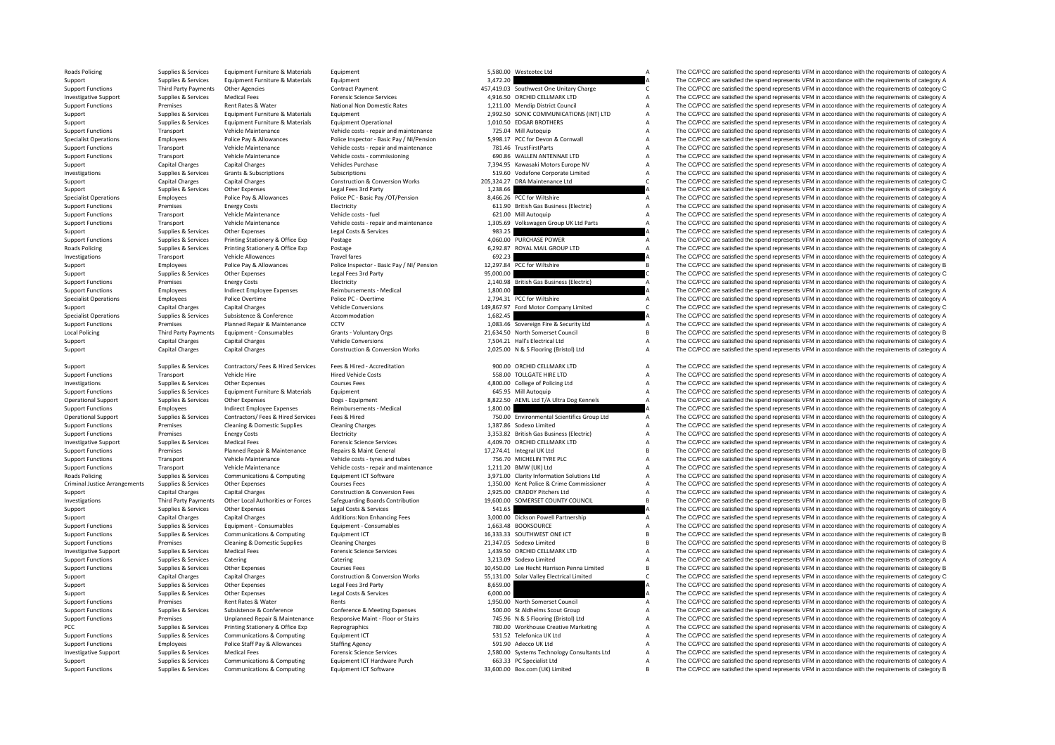| | | | | | | | |
|---|---|---|---|---|---|---|---|
| Roads Policing | Supplies & Services | Equipment Furniture & Materials | Equipment | 5,580.00 | Westcotec Ltd | A | The CC/PCC are satisfied the spend represents VFM in accordance with the requirements of category A |
| Support | Supplies & Services | Equipment Furniture & Materials | Equipment | 3,472.20 | | A | The CC/PCC are satisfied the spend represents VFM in accordance with the requirements of category A |
| Support Functions | Third Party Payments | Other Agencies | Contract Payment | 457,419.03 | Southwest One Unitary Charge | C | The CC/PCC are satisfied the spend represents VFM in accordance with the requirements of category C |
| Investigative Support | Supplies & Services | Medical Fees | Forensic Science Services | 4,916.50 | ORCHID CELLMARK LTD | A | The CC/PCC are satisfied the spend represents VFM in accordance with the requirements of category A |
| Support Functions | Premises | Rent Rates & Water | National Non Domestic Rates | 1,211.00 | Mendip District Council | A | The CC/PCC are satisfied the spend represents VFM in accordance with the requirements of category A |
| Support | Supplies & Services | Equipment Furniture & Materials | Equipment | 2,992.50 | SONIC COMMUNICATIONS (INT) LTD | A | The CC/PCC are satisfied the spend represents VFM in accordance with the requirements of category A |
| Support | Supplies & Services | Equipment Furniture & Materials | Equipment Operational | 1,010.50 | EDGAR BROTHERS | A | The CC/PCC are satisfied the spend represents VFM in accordance with the requirements of category A |
| Support Functions | Transport | Vehicle Maintenance | Vehicle costs - repair and maintenance | 725.04 | Mill Autoquip | A | The CC/PCC are satisfied the spend represents VFM in accordance with the requirements of category A |
| Specialist Operations | Employees | Police Pay & Allowances | Police Inspector - Basic Pay / NI/Pension | 5,998.17 | PCC for Devon & Cornwall | A | The CC/PCC are satisfied the spend represents VFM in accordance with the requirements of category A |
| Support Functions | Transport | Vehicle Maintenance | Vehicle costs - repair and maintenance | 781.46 | TrustFirstParts | A | The CC/PCC are satisfied the spend represents VFM in accordance with the requirements of category A |
| Support Functions | Transport | Vehicle Maintenance | Vehicle costs - commissioning | 690.86 | WALLEN ANTENNAE LTD | A | The CC/PCC are satisfied the spend represents VFM in accordance with the requirements of category A |
| Support | Capital Charges | Capital Charges | Vehicles Purchase | 7,394.95 | Kawasaki Motors Europe NV | A | The CC/PCC are satisfied the spend represents VFM in accordance with the requirements of category A |
| Investigations | Supplies & Services | Grants & Subscriptions | Subscriptions | 519.60 | Vodafone Corporate Limited | A | The CC/PCC are satisfied the spend represents VFM in accordance with the requirements of category A |
| Support | Capital Charges | Capital Charges | Construction & Conversion Works | 205,324.27 | DRA Maintenance Ltd | C | The CC/PCC are satisfied the spend represents VFM in accordance with the requirements of category C |
| Support | Supplies & Services | Other Expenses | Legal Fees 3rd Party | 1,238.66 | | A | The CC/PCC are satisfied the spend represents VFM in accordance with the requirements of category A |
| Specialist Operations | Employees | Police Pay & Allowances | Police PC - Basic Pay /OT/Pension | 8,466.26 | PCC for Wiltshire | A | The CC/PCC are satisfied the spend represents VFM in accordance with the requirements of category A |
| Support Functions | Premises | Energy Costs | Electricity | 611.90 | British Gas Business (Electric) | A | The CC/PCC are satisfied the spend represents VFM in accordance with the requirements of category A |
| Support Functions | Transport | Vehicle Maintenance | Vehicle costs - fuel | 621.00 | Mill Autoquip | A | The CC/PCC are satisfied the spend represents VFM in accordance with the requirements of category A |
| Support Functions | Transport | Vehicle Maintenance | Vehicle costs - repair and maintenance | 1,305.69 | Volkswagen Group UK Ltd Parts | A | The CC/PCC are satisfied the spend represents VFM in accordance with the requirements of category A |
| Support | Supplies & Services | Other Expenses | Legal Costs & Services | 983.25 | | A | The CC/PCC are satisfied the spend represents VFM in accordance with the requirements of category A |
| Support Functions | Supplies & Services | Printing Stationery & Office Exp | Postage | 4,060.00 | PURCHASE POWER | A | The CC/PCC are satisfied the spend represents VFM in accordance with the requirements of category A |
| Roads Policing | Supplies & Services | Printing Stationery & Office Exp | Postage | 6,292.87 | ROYAL MAIL GROUP LTD | A | The CC/PCC are satisfied the spend represents VFM in accordance with the requirements of category A |
| Investigations | Transport | Vehicle Allowances | Travel fares | 692.23 | | A | The CC/PCC are satisfied the spend represents VFM in accordance with the requirements of category A |
| Support | Employees | Police Pay & Allowances | Police Inspector - Basic Pay / NI/ Pension | 12,297.84 | PCC for Wiltshire | B | The CC/PCC are satisfied the spend represents VFM in accordance with the requirements of category B |
| Support | Supplies & Services | Other Expenses | Legal Fees 3rd Party | 95,000.00 | | C | The CC/PCC are satisfied the spend represents VFM in accordance with the requirements of category C |
| Support Functions | Premises | Energy Costs | Electricity | 2,140.98 | British Gas Business (Electric) | A | The CC/PCC are satisfied the spend represents VFM in accordance with the requirements of category A |
| Support Functions | Employees | Indirect Employee Expenses | Reimbursements - Medical | 1,800.00 | | A | The CC/PCC are satisfied the spend represents VFM in accordance with the requirements of category A |
| Specialist Operations | Employees | Police Overtime | Police PC - Overtime | 2,794.31 | PCC for Wiltshire | A | The CC/PCC are satisfied the spend represents VFM in accordance with the requirements of category A |
| Support | Capital Charges | Capital Charges | Vehicle Conversions | 149,867.97 | Ford Motor Company Limited | C | The CC/PCC are satisfied the spend represents VFM in accordance with the requirements of category C |
| Specialist Operations | Supplies & Services | Subsistence & Conference | Accommodation | 1,682.45 | | A | The CC/PCC are satisfied the spend represents VFM in accordance with the requirements of category A |
| Support Functions | Premises | Planned Repair & Maintenance | CCTV | 1,083.46 | Sovereign Fire & Security Ltd | A | The CC/PCC are satisfied the spend represents VFM in accordance with the requirements of category A |
| Local Policing | Third Party Payments | Equipment - Consumables | Grants - Voluntary Orgs | 21,634.50 | North Somerset Council | B | The CC/PCC are satisfied the spend represents VFM in accordance with the requirements of category B |
| Support | Capital Charges | Capital Charges | Vehicle Conversions | 7,504.21 | Hall's Electrical Ltd | A | The CC/PCC are satisfied the spend represents VFM in accordance with the requirements of category A |
| Support | Capital Charges | Capital Charges | Construction & Conversion Works | 2,025.00 | N & S Flooring (Bristol) Ltd | A | The CC/PCC are satisfied the spend represents VFM in accordance with the requirements of category A |
| Support | Supplies & Services | Contractors/ Fees & Hired Services | Fees & Hired - Accreditation | 900.00 | ORCHID CELLMARK LTD | A | The CC/PCC are satisfied the spend represents VFM in accordance with the requirements of category A |
| Support Functions | Transport | Vehicle Hire | Hired Vehicle Costs | 558.00 | TOLLGATE HIRE LTD | A | The CC/PCC are satisfied the spend represents VFM in accordance with the requirements of category A |
| Investigations | Supplies & Services | Other Expenses | Courses Fees | 4,800.00 | College of Policing Ltd | A | The CC/PCC are satisfied the spend represents VFM in accordance with the requirements of category A |
| Support Functions | Supplies & Services | Equipment Furniture & Materials | Equipment | 645.95 | Mill Autoquip | A | The CC/PCC are satisfied the spend represents VFM in accordance with the requirements of category A |
| Operational Support | Supplies & Services | Other Expenses | Dogs - Equipment | 8,822.50 | AEML Ltd T/A Ultra Dog Kennels | A | The CC/PCC are satisfied the spend represents VFM in accordance with the requirements of category A |
| Support Functions | Employees | Indirect Employee Expenses | Reimbursements - Medical | 1,800.00 | | A | The CC/PCC are satisfied the spend represents VFM in accordance with the requirements of category A |
| Operational Support | Supplies & Services | Contractors/ Fees & Hired Services | Fees & Hired | 750.00 | Environmental Scientifics Group Ltd | A | The CC/PCC are satisfied the spend represents VFM in accordance with the requirements of category A |
| Support Functions | Premises | Cleaning & Domestic Supplies | Cleaning Charges | 1,387.86 | Sodexo Limited | A | The CC/PCC are satisfied the spend represents VFM in accordance with the requirements of category A |
| Support Functions | Premises | Energy Costs | Electricity | 3,353.82 | British Gas Business (Electric) | A | The CC/PCC are satisfied the spend represents VFM in accordance with the requirements of category A |
| Investigative Support | Supplies & Services | Medical Fees | Forensic Science Services | 4,409.70 | ORCHID CELLMARK LTD | A | The CC/PCC are satisfied the spend represents VFM in accordance with the requirements of category A |
| Support Functions | Premises | Planned Repair & Maintenance | Repairs & Maint General | 17,274.41 | Integral UK Ltd | B | The CC/PCC are satisfied the spend represents VFM in accordance with the requirements of category B |
| Support Functions | Transport | Vehicle Maintenance | Vehicle costs - tyres and tubes | 756.70 | MICHELIN TYRE PLC | A | The CC/PCC are satisfied the spend represents VFM in accordance with the requirements of category A |
| Support Functions | Transport | Vehicle Maintenance | Vehicle costs - repair and maintenance | 1,211.20 | BMW (UK) Ltd | A | The CC/PCC are satisfied the spend represents VFM in accordance with the requirements of category A |
| Roads Policing | Supplies & Services | Communications & Computing | Equipment ICT Software | 3,971.00 | Clarity Information Solutions Ltd | A | The CC/PCC are satisfied the spend represents VFM in accordance with the requirements of category A |
| Criminal Justice Arrangements | Supplies & Services | Other Expenses | Courses Fees | 1,350.00 | Kent Police & Crime Commissioner | A | The CC/PCC are satisfied the spend represents VFM in accordance with the requirements of category A |
| Support | Capital Charges | Capital Charges | Construction & Conversion Fees | 2,925.00 | CRADDY Pitchers Ltd | A | The CC/PCC are satisfied the spend represents VFM in accordance with the requirements of category A |
| Investigations | Third Party Payments | Other Local Authorities or Forces | Safeguarding Boards Contribution | 19,600.00 | SOMERSET COUNTY COUNCIL | B | The CC/PCC are satisfied the spend represents VFM in accordance with the requirements of category B |
| Support | Supplies & Services | Other Expenses | Legal Costs & Services | 541.65 | | A | The CC/PCC are satisfied the spend represents VFM in accordance with the requirements of category A |
| Support | Capital Charges | Capital Charges | Additions:Non Enhancing Fees | 3,000.00 | Dickson Powell Partnership | A | The CC/PCC are satisfied the spend represents VFM in accordance with the requirements of category A |
| Support Functions | Supplies & Services | Equipment - Consumables | Equipment - Consumables | 1,663.48 | BOOKSOURCE | A | The CC/PCC are satisfied the spend represents VFM in accordance with the requirements of category A |
| Support Functions | Supplies & Services | Communications & Computing | Equipment ICT | 16,333.33 | SOUTHWEST ONE ICT | B | The CC/PCC are satisfied the spend represents VFM in accordance with the requirements of category B |
| Support Functions | Premises | Cleaning & Domestic Supplies | Cleaning Charges | 21,347.05 | Sodexo Limited | B | The CC/PCC are satisfied the spend represents VFM in accordance with the requirements of category B |
| Investigative Support | Supplies & Services | Medical Fees | Forensic Science Services | 1,439.50 | ORCHID CELLMARK LTD | A | The CC/PCC are satisfied the spend represents VFM in accordance with the requirements of category A |
| Support Functions | Supplies & Services | Catering | Catering | 3,213.09 | Sodexo Limited | A | The CC/PCC are satisfied the spend represents VFM in accordance with the requirements of category A |
| Support Functions | Supplies & Services | Other Expenses | Courses Fees | 10,450.00 | Lee Hecht Harrison Penna Limited | B | The CC/PCC are satisfied the spend represents VFM in accordance with the requirements of category B |
| Support | Capital Charges | Capital Charges | Construction & Conversion Works | 55,131.00 | Solar Valley Electrical Limited | C | The CC/PCC are satisfied the spend represents VFM in accordance with the requirements of category C |
| Support | Supplies & Services | Other Expenses | Legal Fees 3rd Party | 8,659.00 | | A | The CC/PCC are satisfied the spend represents VFM in accordance with the requirements of category A |
| Support | Supplies & Services | Other Expenses | Legal Costs & Services | 6,000.00 | | A | The CC/PCC are satisfied the spend represents VFM in accordance with the requirements of category A |
| Support Functions | Premises | Rent Rates & Water | Rents | 1,950.00 | North Somerset Council | A | The CC/PCC are satisfied the spend represents VFM in accordance with the requirements of category A |
| Support Functions | Supplies & Services | Subsistence & Conference | Conference & Meeting Expenses | 500.00 | St Aldhelms Scout Group | A | The CC/PCC are satisfied the spend represents VFM in accordance with the requirements of category A |
| Support Functions | Premises | Unplanned Repair & Maintenance | Responsive Maint - Floor or Stairs | 745.96 | N & S Flooring (Bristol) Ltd | A | The CC/PCC are satisfied the spend represents VFM in accordance with the requirements of category A |
| PCC | Supplies & Services | Printing Stationery & Office Exp | Reprographics | 780.00 | Workhouse Creative Marketing | A | The CC/PCC are satisfied the spend represents VFM in accordance with the requirements of category A |
| Support Functions | Supplies & Services | Communications & Computing | Equipment ICT | 531.52 | Telefonica UK Ltd | A | The CC/PCC are satisfied the spend represents VFM in accordance with the requirements of category A |
| Support Functions | Employees | Police Staff Pay & Allowances | Staffing Agency | 591.90 | Adecco UK Ltd | A | The CC/PCC are satisfied the spend represents VFM in accordance with the requirements of category A |
| Investigative Support | Supplies & Services | Medical Fees | Forensic Science Services | 2,580.00 | Systems Technology Consultants Ltd | A | The CC/PCC are satisfied the spend represents VFM in accordance with the requirements of category A |
| Support | Supplies & Services | Communications & Computing | Equipment ICT Hardware Purch | 663.33 | PC Specialist Ltd | A | The CC/PCC are satisfied the spend represents VFM in accordance with the requirements of category A |
| Support Functions | Supplies & Services | Communications & Computing | Equipment ICT Software | 33,600.00 | Box.com (UK) Limited | B | The CC/PCC are satisfied the spend represents VFM in accordance with the requirements of category B |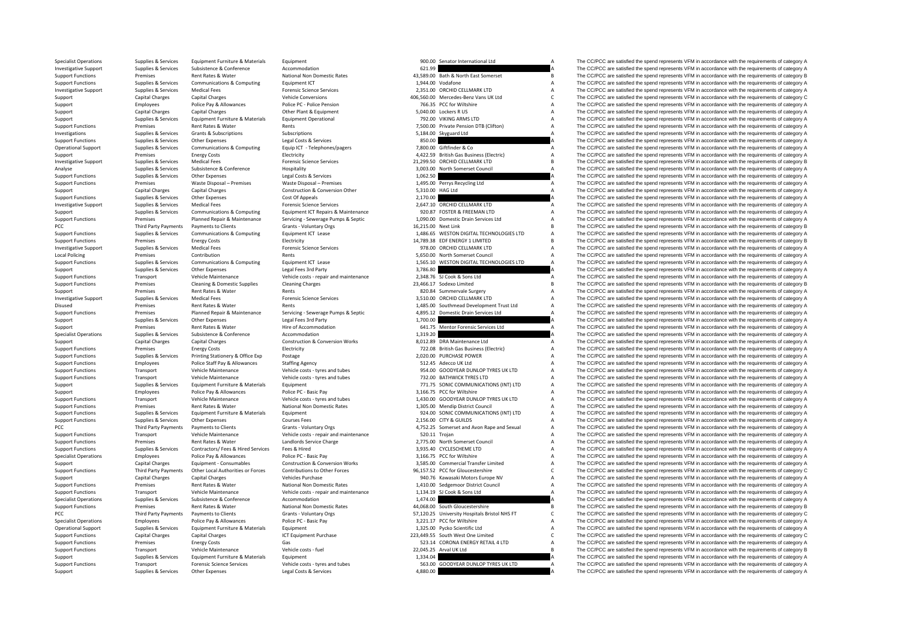| | | | | | | | |
|---|---|---|---|---|---|---|---|
| Specialist Operations | Supplies & Services | Equipment Furniture & Materials | Equipment | 900.00 | Senator International Ltd | A | The CC/PCC are satisfied the spend represents VFM in accordance with the requirements of category A |
| Investigative Support | Supplies & Services | Subsistence & Conference | Accommodation | 621.99 | | A | The CC/PCC are satisfied the spend represents VFM in accordance with the requirements of category A |
| Support Functions | Premises | Rent Rates & Water | National Non Domestic Rates | 43,589.00 | Bath & North East Somerset | B | The CC/PCC are satisfied the spend represents VFM in accordance with the requirements of category B |
| Support Functions | Supplies & Services | Communications & Computing | Equipment ICT | 1,944.00 | Vodafone | A | The CC/PCC are satisfied the spend represents VFM in accordance with the requirements of category A |
| Investigative Support | Supplies & Services | Medical Fees | Forensic Science Services | 2,351.00 | ORCHID CELLMARK LTD | A | The CC/PCC are satisfied the spend represents VFM in accordance with the requirements of category A |
| Support | Capital Charges | Capital Charges | Vehicle Conversions | 406,560.00 | Mercedes-Benz Vans UK Ltd | C | The CC/PCC are satisfied the spend represents VFM in accordance with the requirements of category C |
| Support | Employees | Police Pay & Allowances | Police PC - Police Pension | 766.35 | PCC for Wiltshire | A | The CC/PCC are satisfied the spend represents VFM in accordance with the requirements of category A |
| Support | Capital Charges | Capital Charges | Other Plant & Equipment | 5,040.00 | Lockers R US | A | The CC/PCC are satisfied the spend represents VFM in accordance with the requirements of category A |
| Support | Supplies & Services | Equipment Furniture & Materials | Equipment Operational | 792.00 | VIKING ARMS LTD | A | The CC/PCC are satisfied the spend represents VFM in accordance with the requirements of category A |
| Support Functions | Premises | Rent Rates & Water | Rents | 7,500.00 | Private Pension DTB (Clifton) | A | The CC/PCC are satisfied the spend represents VFM in accordance with the requirements of category A |
| Investigations | Supplies & Services | Grants & Subscriptions | Subscriptions | 5,184.00 | Skyguard Ltd | A | The CC/PCC are satisfied the spend represents VFM in accordance with the requirements of category A |
| Support Functions | Supplies & Services | Other Expenses | Legal Costs & Services | 850.00 | | A | The CC/PCC are satisfied the spend represents VFM in accordance with the requirements of category A |
| Operational Support | Supplies & Services | Communications & Computing | Equip ICT - Telephones/pagers | 7,800.00 | Giftfinder & Co | A | The CC/PCC are satisfied the spend represents VFM in accordance with the requirements of category A |
| Support | Premises | Energy Costs | Electricity | 4,422.59 | British Gas Business (Electric) | A | The CC/PCC are satisfied the spend represents VFM in accordance with the requirements of category A |
| Investigative Support | Supplies & Services | Medical Fees | Forensic Science Services | 21,299.50 | ORCHID CELLMARK LTD | B | The CC/PCC are satisfied the spend represents VFM in accordance with the requirements of category B |
| Analyse | Supplies & Services | Subsistence & Conference | Hospitality | 3,003.00 | North Somerset Council | A | The CC/PCC are satisfied the spend represents VFM in accordance with the requirements of category A |
| Support Functions | Supplies & Services | Other Expenses | Legal Costs & Services | 1,062.50 | | A | The CC/PCC are satisfied the spend represents VFM in accordance with the requirements of category A |
| Support Functions | Premises | Waste Disposal – Premises | Waste Disposal – Premises | 1,495.00 | Perrys Recycling Ltd | A | The CC/PCC are satisfied the spend represents VFM in accordance with the requirements of category A |
| Support | Capital Charges | Capital Charges | Construction & Conversion Other | 5,310.00 | HAG Ltd | A | The CC/PCC are satisfied the spend represents VFM in accordance with the requirements of category A |
| Support Functions | Supplies & Services | Other Expenses | Cost Of Appeals | 2,170.00 | | A | The CC/PCC are satisfied the spend represents VFM in accordance with the requirements of category A |
| Investigative Support | Supplies & Services | Medical Fees | Forensic Science Services | 2,647.10 | ORCHID CELLMARK LTD | A | The CC/PCC are satisfied the spend represents VFM in accordance with the requirements of category A |
| Support | Supplies & Services | Communications & Computing | Equipment ICT Repairs & Maintenance | 920.87 | FOSTER & FREEMAN LTD | A | The CC/PCC are satisfied the spend represents VFM in accordance with the requirements of category A |
| Support Functions | Premises | Planned Repair & Maintenance | Servicing - Sewerage Pumps & Septic | 1,090.00 | Domestic Drain Services Ltd | A | The CC/PCC are satisfied the spend represents VFM in accordance with the requirements of category A |
| PCC | Third Party Payments | Payments to Clients | Grants - Voluntary Orgs | 16,215.00 | Next Link | B | The CC/PCC are satisfied the spend represents VFM in accordance with the requirements of category B |
| Support Functions | Supplies & Services | Communications & Computing | Equipment ICT Lease | 1,486.65 | WESTON DIGITAL TECHNOLOGIES LTD | A | The CC/PCC are satisfied the spend represents VFM in accordance with the requirements of category A |
| Support Functions | Premises | Energy Costs | Electricity | 14,789.38 | EDF ENERGY 1 LIMITED | B | The CC/PCC are satisfied the spend represents VFM in accordance with the requirements of category B |
| Investigative Support | Supplies & Services | Medical Fees | Forensic Science Services | 978.00 | ORCHID CELLMARK LTD | A | The CC/PCC are satisfied the spend represents VFM in accordance with the requirements of category A |
| Local Policing | Premises | Contribution | Rents | 5,650.00 | North Somerset Council | A | The CC/PCC are satisfied the spend represents VFM in accordance with the requirements of category A |
| Support Functions | Supplies & Services | Communications & Computing | Equipment ICT Lease | 1,565.10 | WESTON DIGITAL TECHNOLOGIES LTD | A | The CC/PCC are satisfied the spend represents VFM in accordance with the requirements of category A |
| Support | Supplies & Services | Other Expenses | Legal Fees 3rd Party | 3,786.80 | | A | The CC/PCC are satisfied the spend represents VFM in accordance with the requirements of category A |
| Support Functions | Transport | Vehicle Maintenance | Vehicle costs - repair and maintenance | 2,348.76 | SJ Cook & Sons Ltd | A | The CC/PCC are satisfied the spend represents VFM in accordance with the requirements of category A |
| Support Functions | Premises | Cleaning & Domestic Supplies | Cleaning Charges | 23,466.17 | Sodexo Limited | B | The CC/PCC are satisfied the spend represents VFM in accordance with the requirements of category B |
| Support | Premises | Rent Rates & Water | Rents | 820.84 | Summervale Surgery | A | The CC/PCC are satisfied the spend represents VFM in accordance with the requirements of category A |
| Investigative Support | Supplies & Services | Medical Fees | Forensic Science Services | 3,510.00 | ORCHID CELLMARK LTD | A | The CC/PCC are satisfied the spend represents VFM in accordance with the requirements of category A |
| Disused | Premises | Rent Rates & Water | Rents | 1,485.00 | Southmead Development Trust Ltd | A | The CC/PCC are satisfied the spend represents VFM in accordance with the requirements of category A |
| Support Functions | Premises | Planned Repair & Maintenance | Servicing - Sewerage Pumps & Septic | 4,895.12 | Domestic Drain Services Ltd | A | The CC/PCC are satisfied the spend represents VFM in accordance with the requirements of category A |
| Support | Supplies & Services | Other Expenses | Legal Fees 3rd Party | 1,700.00 | | A | The CC/PCC are satisfied the spend represents VFM in accordance with the requirements of category A |
| Support | Premises | Rent Rates & Water | Hire of Accommodation | 641.75 | Mentor Forensic Services Ltd | A | The CC/PCC are satisfied the spend represents VFM in accordance with the requirements of category A |
| Specialist Operations | Supplies & Services | Subsistence & Conference | Accommodation | 1,319.20 | | A | The CC/PCC are satisfied the spend represents VFM in accordance with the requirements of category A |
| Support | Capital Charges | Capital Charges | Construction & Conversion Works | 8,012.89 | DRA Maintenance Ltd | A | The CC/PCC are satisfied the spend represents VFM in accordance with the requirements of category A |
| Support Functions | Premises | Energy Costs | Electricity | 722.08 | British Gas Business (Electric) | A | The CC/PCC are satisfied the spend represents VFM in accordance with the requirements of category A |
| Support Functions | Supplies & Services | Printing Stationery & Office Exp | Postage | 2,020.00 | PURCHASE POWER | A | The CC/PCC are satisfied the spend represents VFM in accordance with the requirements of category A |
| Support Functions | Employees | Police Staff Pay & Allowances | Staffing Agency | 512.45 | Adecco UK Ltd | A | The CC/PCC are satisfied the spend represents VFM in accordance with the requirements of category A |
| Support Functions | Transport | Vehicle Maintenance | Vehicle costs - tyres and tubes | 954.00 | GOODYEAR DUNLOP TYRES UK LTD | A | The CC/PCC are satisfied the spend represents VFM in accordance with the requirements of category A |
| Support Functions | Transport | Vehicle Maintenance | Vehicle costs - tyres and tubes | 732.00 | BATHWICK TYRES LTD | A | The CC/PCC are satisfied the spend represents VFM in accordance with the requirements of category A |
| Support | Supplies & Services | Equipment Furniture & Materials | Equipment | 771.75 | SONIC COMMUNICATIONS (INT) LTD | A | The CC/PCC are satisfied the spend represents VFM in accordance with the requirements of category A |
| Support | Employees | Police Pay & Allowances | Police PC - Basic Pay | 3,166.75 | PCC for Wiltshire | A | The CC/PCC are satisfied the spend represents VFM in accordance with the requirements of category A |
| Support Functions | Transport | Vehicle Maintenance | Vehicle costs - tyres and tubes | 1,430.00 | GOODYEAR DUNLOP TYRES UK LTD | A | The CC/PCC are satisfied the spend represents VFM in accordance with the requirements of category A |
| Support Functions | Premises | Rent Rates & Water | National Non Domestic Rates | 1,305.00 | Mendip District Council | A | The CC/PCC are satisfied the spend represents VFM in accordance with the requirements of category A |
| Support Functions | Supplies & Services | Equipment Furniture & Materials | Equipment | 924.00 | SONIC COMMUNICATIONS (INT) LTD | A | The CC/PCC are satisfied the spend represents VFM in accordance with the requirements of category A |
| Support Functions | Supplies & Services | Other Expenses | Courses Fees | 2,156.00 | CITY & GUILDS | A | The CC/PCC are satisfied the spend represents VFM in accordance with the requirements of category A |
| PCC | Third Party Payments | Payments to Clients | Grants - Voluntary Orgs | 4,752.25 | Somerset and Avon Rape and Sexual | A | The CC/PCC are satisfied the spend represents VFM in accordance with the requirements of category A |
| Support Functions | Transport | Vehicle Maintenance | Vehicle costs - repair and maintenance | 520.11 | Trojan | A | The CC/PCC are satisfied the spend represents VFM in accordance with the requirements of category A |
| Support Functions | Premises | Rent Rates & Water | Landlords Service Charge | 2,775.00 | North Somerset Council | A | The CC/PCC are satisfied the spend represents VFM in accordance with the requirements of category A |
| Support Functions | Supplies & Services | Contractors/ Fees & Hired Services | Fees & Hired | 3,935.40 | CYCLESCHEME LTD | A | The CC/PCC are satisfied the spend represents VFM in accordance with the requirements of category A |
| Specialist Operations | Employees | Police Pay & Allowances | Police PC - Basic Pay | 3,166.75 | PCC for Wiltshire | A | The CC/PCC are satisfied the spend represents VFM in accordance with the requirements of category A |
| Support | Capital Charges | Equipment - Consumables | Construction & Conversion Works | 3,585.00 | Commercial Transfer Limited | A | The CC/PCC are satisfied the spend represents VFM in accordance with the requirements of category A |
| Support Functions | Third Party Payments | Other Local Authorities or Forces | Contributions to Other Forces | 96,157.52 | PCC for Gloucestershire | C | The CC/PCC are satisfied the spend represents VFM in accordance with the requirements of category C |
| Support | Capital Charges | Capital Charges | Vehicles Purchase | 940.76 | Kawasaki Motors Europe NV | A | The CC/PCC are satisfied the spend represents VFM in accordance with the requirements of category A |
| Support Functions | Premises | Rent Rates & Water | National Non Domestic Rates | 1,410.00 | Sedgemoor District Council | A | The CC/PCC are satisfied the spend represents VFM in accordance with the requirements of category A |
| Support Functions | Transport | Vehicle Maintenance | Vehicle costs - repair and maintenance | 1,134.19 | SJ Cook & Sons Ltd | A | The CC/PCC are satisfied the spend represents VFM in accordance with the requirements of category A |
| Specialist Operations | Supplies & Services | Subsistence & Conference | Accommodation | 1,474.00 | | A | The CC/PCC are satisfied the spend represents VFM in accordance with the requirements of category A |
| Support Functions | Premises | Rent Rates & Water | National Non Domestic Rates | 44,068.00 | South Gloucestershire | B | The CC/PCC are satisfied the spend represents VFM in accordance with the requirements of category B |
| PCC | Third Party Payments | Payments to Clients | Grants - Voluntary Orgs | 57,120.25 | University Hospitals Bristol NHS FT | C | The CC/PCC are satisfied the spend represents VFM in accordance with the requirements of category C |
| Specialist Operations | Employees | Police Pay & Allowances | Police PC - Basic Pay | 3,221.17 | PCC for Wiltshire | A | The CC/PCC are satisfied the spend represents VFM in accordance with the requirements of category A |
| Operational Support | Supplies & Services | Equipment Furniture & Materials | Equipment | 1,325.00 | Pycko Scientific Ltd | A | The CC/PCC are satisfied the spend represents VFM in accordance with the requirements of category A |
| Support Functions | Capital Charges | Capital Charges | ICT Equipment Purchase | 223,449.55 | South West One Limited | C | The CC/PCC are satisfied the spend represents VFM in accordance with the requirements of category C |
| Support Functions | Premises | Energy Costs | Gas | 523.14 | CORONA ENERGY RETAIL 4 LTD | A | The CC/PCC are satisfied the spend represents VFM in accordance with the requirements of category A |
| Support Functions | Transport | Vehicle Maintenance | Vehicle costs - fuel | 22,045.25 | Arval UK Ltd | B | The CC/PCC are satisfied the spend represents VFM in accordance with the requirements of category B |
| Support | Supplies & Services | Equipment Furniture & Materials | Equipment | 1,334.04 | | A | The CC/PCC are satisfied the spend represents VFM in accordance with the requirements of category A |
| Support Functions | Transport | Forensic Science Services | Vehicle costs - tyres and tubes | 563.00 | GOODYEAR DUNLOP TYRES UK LTD | A | The CC/PCC are satisfied the spend represents VFM in accordance with the requirements of category A |
| Support | Supplies & Services | Other Expenses | Legal Costs & Services | 4,880.00 | | A | The CC/PCC are satisfied the spend represents VFM in accordance with the requirements of category A |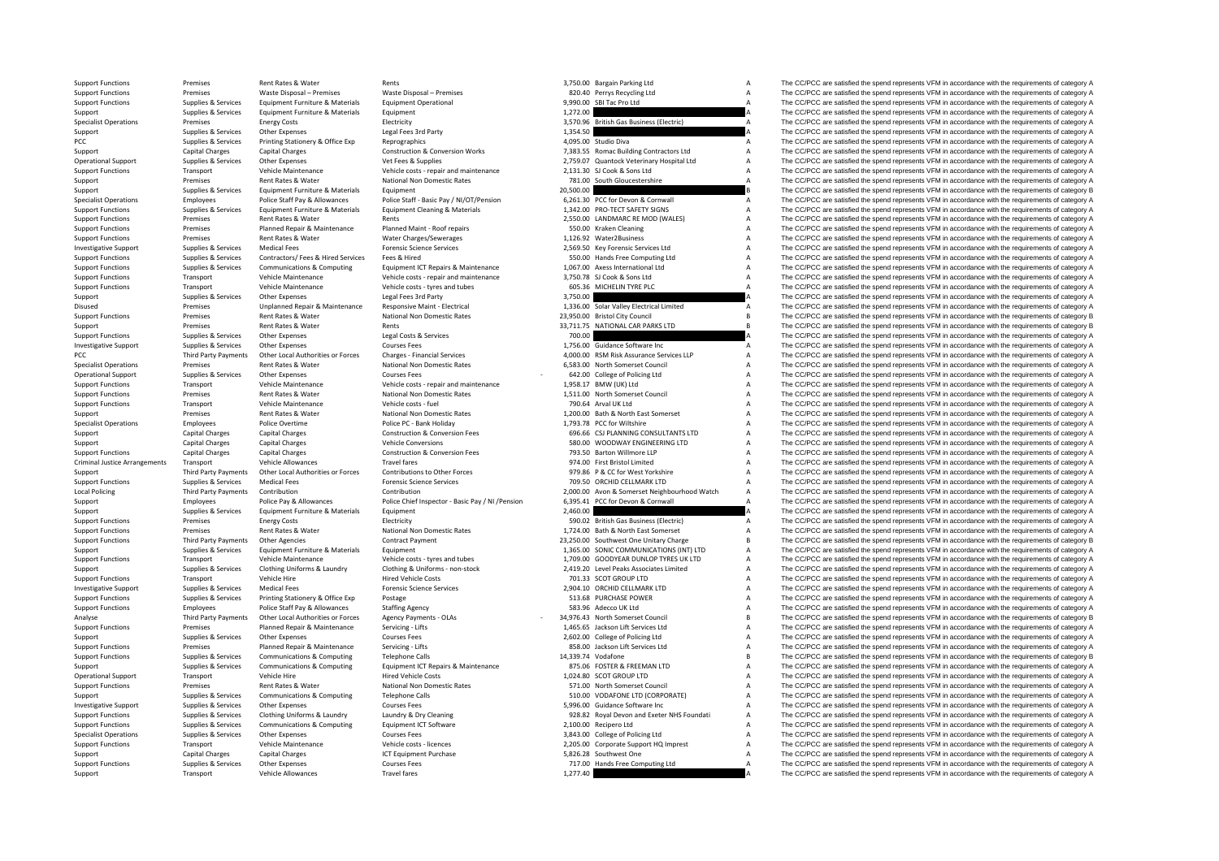| | | | | | | | |
|---|---|---|---|---|---|---|---|
| Support Functions | Premises | Rent Rates & Water | Rents | 3,750.00 | Bargain Parking Ltd | A | The CC/PCC are satisfied the spend represents VFM in accordance with the requirements of category A |
| Support Functions | Premises | Waste Disposal – Premises | Waste Disposal – Premises | 820.40 | Perrys Recycling Ltd | A | The CC/PCC are satisfied the spend represents VFM in accordance with the requirements of category A |
| Support Functions | Supplies & Services | Equipment Furniture & Materials | Equipment Operational | 9,990.00 | SBI Tac Pro Ltd | A | The CC/PCC are satisfied the spend represents VFM in accordance with the requirements of category A |
| Support | Supplies & Services | Equipment Furniture & Materials | Equipment | 1,272.00 | | A | The CC/PCC are satisfied the spend represents VFM in accordance with the requirements of category A |
| Specialist Operations | Premises | Energy Costs | Electricity | 3,570.96 | British Gas Business (Electric) | A | The CC/PCC are satisfied the spend represents VFM in accordance with the requirements of category A |
| Support | Supplies & Services | Other Expenses | Legal Fees 3rd Party | 1,354.50 | | A | The CC/PCC are satisfied the spend represents VFM in accordance with the requirements of category A |
| PCC | Supplies & Services | Printing Stationery & Office Exp | Reprographics | 4,095.00 | Studio Diva | A | The CC/PCC are satisfied the spend represents VFM in accordance with the requirements of category A |
| Support | Capital Charges | Capital Charges | Construction & Conversion Works | 7,383.55 | Romac Building Contractors Ltd | A | The CC/PCC are satisfied the spend represents VFM in accordance with the requirements of category A |
| Operational Support | Supplies & Services | Other Expenses | Vet Fees & Supplies | 2,759.07 | Quantock Veterinary Hospital Ltd | A | The CC/PCC are satisfied the spend represents VFM in accordance with the requirements of category A |
| Support Functions | Transport | Vehicle Maintenance | Vehicle costs - repair and maintenance | 2,131.30 | SJ Cook & Sons Ltd | A | The CC/PCC are satisfied the spend represents VFM in accordance with the requirements of category A |
| Support | Premises | Rent Rates & Water | National Non Domestic Rates | 781.00 | South Gloucestershire | A | The CC/PCC are satisfied the spend represents VFM in accordance with the requirements of category A |
| Support | Supplies & Services | Equipment Furniture & Materials | Equipment | 20,500.00 | | B | The CC/PCC are satisfied the spend represents VFM in accordance with the requirements of category B |
| Specialist Operations | Employees | Police Staff Pay & Allowances | Police Staff - Basic Pay / NI/OT/Pension | 6,261.30 | PCC for Devon & Cornwall | A | The CC/PCC are satisfied the spend represents VFM in accordance with the requirements of category A |
| Support Functions | Supplies & Services | Equipment Furniture & Materials | Equipment Cleaning & Materials | 1,342.00 | PRO-TECT SAFETY SIGNS | A | The CC/PCC are satisfied the spend represents VFM in accordance with the requirements of category A |
| Support Functions | Premises | Rent Rates & Water | Rents | 2,550.00 | LANDMARC RE MOD (WALES) | A | The CC/PCC are satisfied the spend represents VFM in accordance with the requirements of category A |
| Support Functions | Premises | Planned Repair & Maintenance | Planned Maint - Roof repairs | 550.00 | Kraken Cleaning | A | The CC/PCC are satisfied the spend represents VFM in accordance with the requirements of category A |
| Support Functions | Premises | Rent Rates & Water | Water Charges/Sewerages | 1,126.92 | Water2Business | A | The CC/PCC are satisfied the spend represents VFM in accordance with the requirements of category A |
| Investigative Support | Supplies & Services | Medical Fees | Forensic Science Services | 2,569.50 | Key Forensic Services Ltd | A | The CC/PCC are satisfied the spend represents VFM in accordance with the requirements of category A |
| Support Functions | Supplies & Services | Contractors/ Fees & Hired Services | Fees & Hired | 550.00 | Hands Free Computing Ltd | A | The CC/PCC are satisfied the spend represents VFM in accordance with the requirements of category A |
| Support Functions | Supplies & Services | Communications & Computing | Equipment ICT Repairs & Maintenance | 1,067.00 | Axess International Ltd | A | The CC/PCC are satisfied the spend represents VFM in accordance with the requirements of category A |
| Support Functions | Transport | Vehicle Maintenance | Vehicle costs - repair and maintenance | 3,750.78 | SJ Cook & Sons Ltd | A | The CC/PCC are satisfied the spend represents VFM in accordance with the requirements of category A |
| Support Functions | Transport | Vehicle Maintenance | Vehicle costs - tyres and tubes | 605.36 | MICHELIN TYRE PLC | A | The CC/PCC are satisfied the spend represents VFM in accordance with the requirements of category A |
| Support | Supplies & Services | Other Expenses | Legal Fees 3rd Party | 3,750.00 | | A | The CC/PCC are satisfied the spend represents VFM in accordance with the requirements of category A |
| Disused | Premises | Unplanned Repair & Maintenance | Responsive Maint - Electrical | 1,336.00 | Solar Valley Electrical Limited | A | The CC/PCC are satisfied the spend represents VFM in accordance with the requirements of category A |
| Support Functions | Premises | Rent Rates & Water | National Non Domestic Rates | 23,950.00 | Bristol City Council | B | The CC/PCC are satisfied the spend represents VFM in accordance with the requirements of category B |
| Support | Premises | Rent Rates & Water | Rents | 33,711.75 | NATIONAL CAR PARKS LTD | B | The CC/PCC are satisfied the spend represents VFM in accordance with the requirements of category B |
| Support Functions | Supplies & Services | Other Expenses | Legal Costs & Services | 700.00 | | A | The CC/PCC are satisfied the spend represents VFM in accordance with the requirements of category A |
| Investigative Support | Supplies & Services | Other Expenses | Courses Fees | 1,756.00 | Guidance Software Inc | A | The CC/PCC are satisfied the spend represents VFM in accordance with the requirements of category A |
| PCC | Third Party Payments | Other Local Authorities or Forces | Charges - Financial Services | 4,000.00 | RSM Risk Assurance Services LLP | A | The CC/PCC are satisfied the spend represents VFM in accordance with the requirements of category A |
| Specialist Operations | Premises | Rent Rates & Water | National Non Domestic Rates | 6,583.00 | North Somerset Council | A | The CC/PCC are satisfied the spend represents VFM in accordance with the requirements of category A |
| Operational Support | Supplies & Services | Other Expenses | Courses Fees | -642.00 | College of Policing Ltd | A | The CC/PCC are satisfied the spend represents VFM in accordance with the requirements of category A |
| Support Functions | Transport | Vehicle Maintenance | Vehicle costs - repair and maintenance | 1,958.17 | BMW (UK) Ltd | A | The CC/PCC are satisfied the spend represents VFM in accordance with the requirements of category A |
| Support Functions | Premises | Rent Rates & Water | National Non Domestic Rates | 1,511.00 | North Somerset Council | A | The CC/PCC are satisfied the spend represents VFM in accordance with the requirements of category A |
| Support Functions | Transport | Vehicle Maintenance | Vehicle costs - fuel | 790.64 | Arval UK Ltd | A | The CC/PCC are satisfied the spend represents VFM in accordance with the requirements of category A |
| Support | Premises | Rent Rates & Water | National Non Domestic Rates | 1,200.00 | Bath & North East Somerset | A | The CC/PCC are satisfied the spend represents VFM in accordance with the requirements of category A |
| Specialist Operations | Employees | Police Overtime | Police PC - Bank Holiday | 1,793.78 | PCC for Wiltshire | A | The CC/PCC are satisfied the spend represents VFM in accordance with the requirements of category A |
| Support | Capital Charges | Capital Charges | Construction & Conversion Fees | 696.66 | CSJ PLANNING CONSULTANTS LTD | A | The CC/PCC are satisfied the spend represents VFM in accordance with the requirements of category A |
| Support | Capital Charges | Capital Charges | Vehicle Conversions | 580.00 | WOODWAY ENGINEERING LTD | A | The CC/PCC are satisfied the spend represents VFM in accordance with the requirements of category A |
| Support Functions | Capital Charges | Capital Charges | Construction & Conversion Fees | 793.50 | Barton Willmore LLP | A | The CC/PCC are satisfied the spend represents VFM in accordance with the requirements of category A |
| Criminal Justice Arrangements | Transport | Vehicle Allowances | Travel fares | 974.00 | First Bristol Limited | A | The CC/PCC are satisfied the spend represents VFM in accordance with the requirements of category A |
| Support | Third Party Payments | Other Local Authorities or Forces | Contributions to Other Forces | 979.86 | P & CC for West Yorkshire | A | The CC/PCC are satisfied the spend represents VFM in accordance with the requirements of category A |
| Support Functions | Supplies & Services | Medical Fees | Forensic Science Services | 709.50 | ORCHID CELLMARK LTD | A | The CC/PCC are satisfied the spend represents VFM in accordance with the requirements of category A |
| Local Policing | Third Party Payments | Contribution | Contribution | 2,000.00 | Avon & Somerset Neighbourhood Watch | A | The CC/PCC are satisfied the spend represents VFM in accordance with the requirements of category A |
| Support | Employees | Police Pay & Allowances | Police Chief Inspector - Basic Pay / NI /Pension | 6,395.41 | PCC for Devon & Cornwall | A | The CC/PCC are satisfied the spend represents VFM in accordance with the requirements of category A |
| Support | Supplies & Services | Equipment Furniture & Materials | Equipment | 2,460.00 | | A | The CC/PCC are satisfied the spend represents VFM in accordance with the requirements of category A |
| Support Functions | Premises | Energy Costs | Electricity | 590.02 | British Gas Business (Electric) | A | The CC/PCC are satisfied the spend represents VFM in accordance with the requirements of category A |
| Support Functions | Premises | Rent Rates & Water | National Non Domestic Rates | 1,724.00 | Bath & North East Somerset | A | The CC/PCC are satisfied the spend represents VFM in accordance with the requirements of category A |
| Support Functions | Third Party Payments | Other Agencies | Contract Payment | 23,250.00 | Southwest One Unitary Charge | B | The CC/PCC are satisfied the spend represents VFM in accordance with the requirements of category B |
| Support | Supplies & Services | Equipment Furniture & Materials | Equipment | 1,365.00 | SONIC COMMUNICATIONS (INT) LTD | A | The CC/PCC are satisfied the spend represents VFM in accordance with the requirements of category A |
| Support Functions | Transport | Vehicle Maintenance | Vehicle costs - tyres and tubes | 1,709.00 | GOODYEAR DUNLOP TYRES UK LTD | A | The CC/PCC are satisfied the spend represents VFM in accordance with the requirements of category A |
| Support | Supplies & Services | Clothing Uniforms & Laundry | Clothing & Uniforms - non-stock | 2,419.20 | Level Peaks Associates Limited | A | The CC/PCC are satisfied the spend represents VFM in accordance with the requirements of category A |
| Support Functions | Transport | Vehicle Hire | Hired Vehicle Costs | 701.33 | SCOT GROUP LTD | A | The CC/PCC are satisfied the spend represents VFM in accordance with the requirements of category A |
| Investigative Support | Supplies & Services | Medical Fees | Forensic Science Services | 2,904.10 | ORCHID CELLMARK LTD | A | The CC/PCC are satisfied the spend represents VFM in accordance with the requirements of category A |
| Support Functions | Supplies & Services | Printing Stationery & Office Exp | Postage | 513.68 | PURCHASE POWER | A | The CC/PCC are satisfied the spend represents VFM in accordance with the requirements of category A |
| Support Functions | Employees | Police Staff Pay & Allowances | Staffing Agency | 583.96 | Adecco UK Ltd | A | The CC/PCC are satisfied the spend represents VFM in accordance with the requirements of category A |
| Analyse | Third Party Payments | Other Local Authorities or Forces | Agency Payments - OLAs | -34,976.43 | North Somerset Council | B | The CC/PCC are satisfied the spend represents VFM in accordance with the requirements of category B |
| Support Functions | Premises | Planned Repair & Maintenance | Servicing - Lifts | 1,465.65 | Jackson Lift Services Ltd | A | The CC/PCC are satisfied the spend represents VFM in accordance with the requirements of category A |
| Support | Supplies & Services | Other Expenses | Courses Fees | 2,602.00 | College of Policing Ltd | A | The CC/PCC are satisfied the spend represents VFM in accordance with the requirements of category A |
| Support Functions | Premises | Planned Repair & Maintenance | Servicing - Lifts | 858.00 | Jackson Lift Services Ltd | A | The CC/PCC are satisfied the spend represents VFM in accordance with the requirements of category A |
| Support Functions | Supplies & Services | Communications & Computing | Telephone Calls | 14,339.74 | Vodafone | B | The CC/PCC are satisfied the spend represents VFM in accordance with the requirements of category B |
| Support | Supplies & Services | Communications & Computing | Equipment ICT Repairs & Maintenance | 875.06 | FOSTER & FREEMAN LTD | A | The CC/PCC are satisfied the spend represents VFM in accordance with the requirements of category A |
| Operational Support | Transport | Vehicle Hire | Hired Vehicle Costs | 1,024.80 | SCOT GROUP LTD | A | The CC/PCC are satisfied the spend represents VFM in accordance with the requirements of category A |
| Support Functions | Premises | Rent Rates & Water | National Non Domestic Rates | 571.00 | North Somerset Council | A | The CC/PCC are satisfied the spend represents VFM in accordance with the requirements of category A |
| Support | Supplies & Services | Communications & Computing | Telephone Calls | 510.00 | VODAFONE LTD (CORPORATE) | A | The CC/PCC are satisfied the spend represents VFM in accordance with the requirements of category A |
| Investigative Support | Supplies & Services | Other Expenses | Courses Fees | 5,996.00 | Guidance Software Inc | A | The CC/PCC are satisfied the spend represents VFM in accordance with the requirements of category A |
| Support Functions | Supplies & Services | Clothing Uniforms & Laundry | Laundry & Dry Cleaning | 928.82 | Royal Devon and Exeter NHS Foundati | A | The CC/PCC are satisfied the spend represents VFM in accordance with the requirements of category A |
| Support Functions | Supplies & Services | Communications & Computing | Equipment ICT Software | 2,100.00 | Recipero Ltd | A | The CC/PCC are satisfied the spend represents VFM in accordance with the requirements of category A |
| Specialist Operations | Supplies & Services | Other Expenses | Courses Fees | 3,843.00 | College of Policing Ltd | A | The CC/PCC are satisfied the spend represents VFM in accordance with the requirements of category A |
| Support Functions | Transport | Vehicle Maintenance | Vehicle costs - licences | 2,205.00 | Corporate Support HQ Imprest | A | The CC/PCC are satisfied the spend represents VFM in accordance with the requirements of category A |
| Support | Capital Charges | Capital Charges | ICT Equipment Purchase | 5,826.28 | Southwest One | A | The CC/PCC are satisfied the spend represents VFM in accordance with the requirements of category A |
| Support Functions | Supplies & Services | Other Expenses | Courses Fees | 717.00 | Hands Free Computing Ltd | A | The CC/PCC are satisfied the spend represents VFM in accordance with the requirements of category A |
| Support | Transport | Vehicle Allowances | Travel fares | 1,277.40 | | A | The CC/PCC are satisfied the spend represents VFM in accordance with the requirements of category A |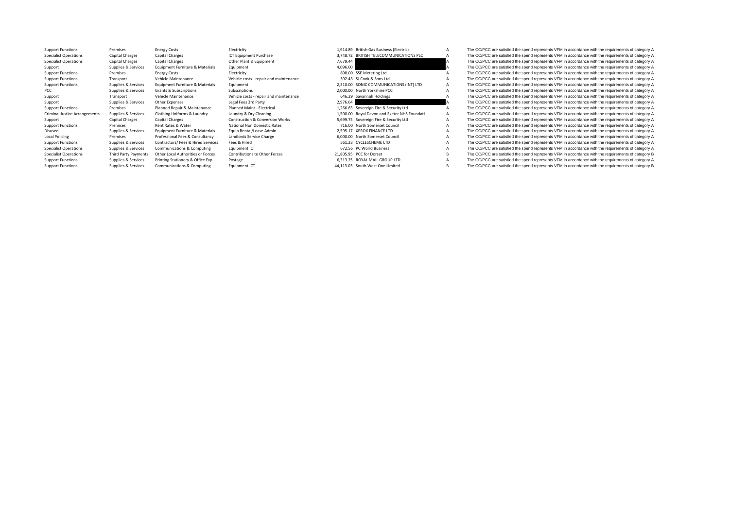| | | | | | | | |
|---|---|---|---|---|---|---|---|
| Support Functions | Premises | Energy Costs | Electricity | 1,914.89 | British Gas Business (Electric) | A | The CC/PCC are satisfied the spend represents VFM in accordance with the requirements of category A |
| Specialist Operations | Capital Charges | Capital Charges | ICT Equipment Purchase | 3,748.72 | BRITISH TELECOMMUNICATIONS PLC | A | The CC/PCC are satisfied the spend represents VFM in accordance with the requirements of category A |
| Specialist Operations | Capital Charges | Capital Charges | Other Plant & Equipment | 7,679.44 | | A | The CC/PCC are satisfied the spend represents VFM in accordance with the requirements of category A |
| Support | Supplies & Services | Equipment Furniture & Materials | Equipment | 4,096.00 | | A | The CC/PCC are satisfied the spend represents VFM in accordance with the requirements of category A |
| Support Functions | Premises | Energy Costs | Electricity | 898.00 | SSE Metering Ltd | A | The CC/PCC are satisfied the spend represents VFM in accordance with the requirements of category A |
| Support Functions | Transport | Vehicle Maintenance | Vehicle costs - repair and maintenance | 592.43 | SJ Cook & Sons Ltd | A | The CC/PCC are satisfied the spend represents VFM in accordance with the requirements of category A |
| Support Functions | Supplies & Services | Equipment Furniture & Materials | Equipment | 2,310.00 | SONIC COMMUNICATIONS (INT) LTD | A | The CC/PCC are satisfied the spend represents VFM in accordance with the requirements of category A |
| PCC | Supplies & Services | Grants & Subscriptions | Subscriptions | 2,000.00 | North Yorkshire PCC | A | The CC/PCC are satisfied the spend represents VFM in accordance with the requirements of category A |
| Support | Transport | Vehicle Maintenance | Vehicle costs - repair and maintenance | 646.29 | Savannah Holdings | A | The CC/PCC are satisfied the spend represents VFM in accordance with the requirements of category A |
| Support | Supplies & Services | Other Expenses | Legal Fees 3rd Party | 2,976.64 | | A | The CC/PCC are satisfied the spend represents VFM in accordance with the requirements of category A |
| Support Functions | Premises | Planned Repair & Maintenance | Planned Maint - Electrical | 1,266.83 | Sovereign Fire & Security Ltd | A | The CC/PCC are satisfied the spend represents VFM in accordance with the requirements of category A |
| Criminal Justice Arrangements | Supplies & Services | Clothing Uniforms & Laundry | Laundry & Dry Cleaning | 1,500.00 | Royal Devon and Exeter NHS Foundati | A | The CC/PCC are satisfied the spend represents VFM in accordance with the requirements of category A |
| Support | Capital Charges | Capital Charges | Construction & Conversion Works | 5,699.75 | Sovereign Fire & Security Ltd | A | The CC/PCC are satisfied the spend represents VFM in accordance with the requirements of category A |
| Support Functions | Premises | Rent Rates & Water | National Non Domestic Rates | 716.00 | North Somerset Council | A | The CC/PCC are satisfied the spend represents VFM in accordance with the requirements of category A |
| Disused | Supplies & Services | Equipment Furniture & Materials | Equip Rental/Lease Admin | 2,595.17 | XEROX FINANCE LTD | A | The CC/PCC are satisfied the spend represents VFM in accordance with the requirements of category A |
| Local Policing | Premises | Professional Fees & Consultancy | Landlords Service Charge | 6,000.00 | North Somerset Council | A | The CC/PCC are satisfied the spend represents VFM in accordance with the requirements of category A |
| Support Functions | Supplies & Services | Contractors/ Fees & Hired Services | Fees & Hired | 561.23 | CYCLESCHEME LTD | A | The CC/PCC are satisfied the spend represents VFM in accordance with the requirements of category A |
| Specialist Operations | Supplies & Services | Communications & Computing | Equipment ICT | 672.56 | PC World Business | A | The CC/PCC are satisfied the spend represents VFM in accordance with the requirements of category A |
| Specialist Operations | Third Party Payments | Other Local Authorities or Forces | Contributions to Other Forces | 21,805.95 | PCC for Dorset | B | The CC/PCC are satisfied the spend represents VFM in accordance with the requirements of category B |
| Support Functions | Supplies & Services | Printing Stationery & Office Exp | Postage | 6,313.25 | ROYAL MAIL GROUP LTD | A | The CC/PCC are satisfied the spend represents VFM in accordance with the requirements of category A |
| Support Functions | Supplies & Services | Communications & Computing | Equipment ICT | 44,113.03 | South West One Limited | B | The CC/PCC are satisfied the spend represents VFM in accordance with the requirements of category B |